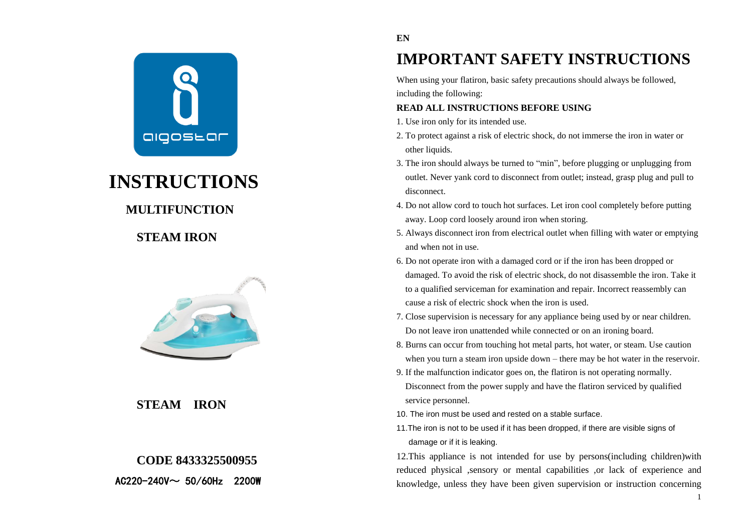# INSTRUCTIONS

## MULTIFUNCTION

## STEAM IRON

**STEAM IRON**

**CODE 8433325500955**

AC220-240V～ 50/60Hz 2200W

EN

# IMPORTANT SAFETY INSTRUCTIONS

When using your flatiron, basic safety precautions should always be followed, including the following:

**READ ALL INSTRUCTIONS BEFORE USING**

1. Use iron only for its intended use.
2. To protect against a risk of electric shock, do not immerse the iron in water or other liquids.
3. The iron should always be turned to "min", before plugging or unplugging from outlet. Never yank cord to disconnect from outlet; instead, grasp plug and pull to disconnect.
4. Do not allow cord to touch hot surfaces. Let iron cool completely before putting away. Loop cord loosely around iron when storing.
5. Always disconnect iron from electrical outlet when filling with water or emptying and when not in use.
6. Do not operate iron with a damaged cord or if the iron has been dropped or damaged. To avoid the risk of electric shock, do not disassemble the iron. Take it to a qualified serviceman for examination and repair. Incorrect reassembly can cause a risk of electric shock when the iron is used.
7. Close supervision is necessary for any appliance being used by or near children. Do not leave iron unattended while connected or on an ironing board.
8. Burns can occur from touching hot metal parts, hot water, or steam. Use caution when you turn a steam iron upside down – there may be hot water in the reservoir.
9. If the malfunction indicator goes on, the flatiron is not operating normally. Disconnect from the power supply and have the flatiron serviced by qualified service personnel.
10. The iron must be used and rested on a stable surface.
11. The iron is not to be used if it has been dropped, if there are visible signs of damage or if it is leaking.
12. This appliance is not intended for use by persons(including children)with reduced physical ,sensory or mental capabilities ,or lack of experience and knowledge, unless they have been given supervision or instruction concerning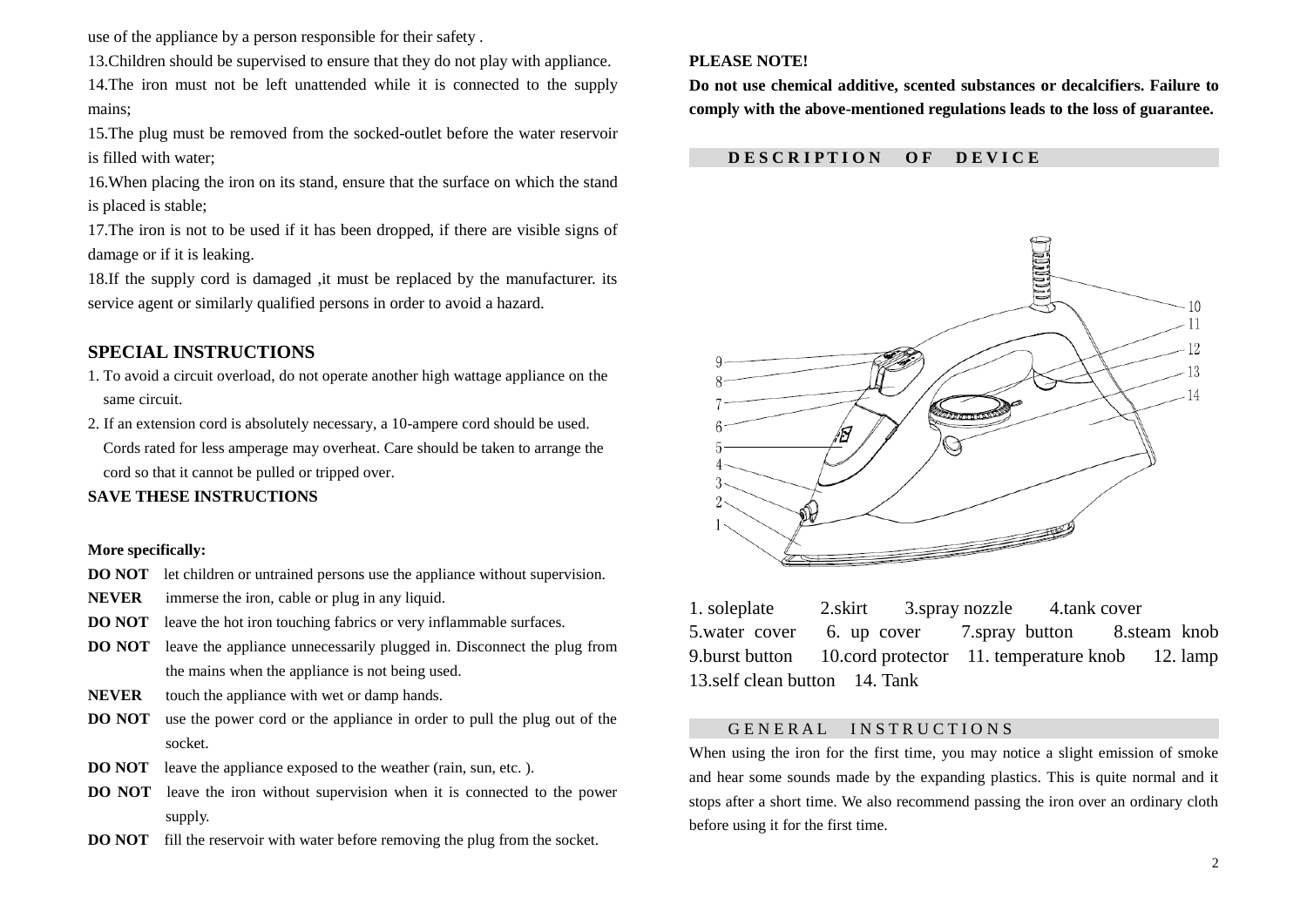use of the appliance by a person responsible for their safety .

13.Children should be supervised to ensure that they do not play with appliance.

14.The iron must not be left unattended while it is connected to the supply mains;

15.The plug must be removed from the socked-outlet before the water reservoir is filled with water;

16.When placing the iron on its stand, ensure that the surface on which the stand is placed is stable;

17.The iron is not to be used if it has been dropped, if there are visible signs of damage or if it is leaking.

18.If the supply cord is damaged ,it must be replaced by the manufacturer. its service agent or similarly qualified persons in order to avoid a hazard.

## SPECIAL INSTRUCTIONS

1. To avoid a circuit overload, do not operate another high wattage appliance on the same circuit.
2. If an extension cord is absolutely necessary, a 10-ampere cord should be used. Cords rated for less amperage may overheat. Care should be taken to arrange the cord so that it cannot be pulled or tripped over.

**SAVE THESE INSTRUCTIONS**

**More specifically:**

**DO NOT** let children or untrained persons use the appliance without supervision.

**NEVER** immerse the iron, cable or plug in any liquid.

**DO NOT** leave the hot iron touching fabrics or very inflammable surfaces.

**DO NOT** leave the appliance unnecessarily plugged in. Disconnect the plug from the mains when the appliance is not being used.

**NEVER** touch the appliance with wet or damp hands.

**DO NOT** use the power cord or the appliance in order to pull the plug out of the socket.

**DO NOT** leave the appliance exposed to the weather (rain, sun, etc. ).

**DO NOT** leave the iron without supervision when it is connected to the power supply.

**DO NOT** fill the reservoir with water before removing the plug from the socket.

**PLEASE NOTE!**

**Do not use chemical additive, scented substances or decalcifiers. Failure to comply with the above-mentioned regulations leads to the loss of guarantee.**

## DESCRIPTION OF DEVICE

1. soleplate 2.skirt 3.spray nozzle 4.tank cover
5.water cover 6. up cover 7.spray button 8.steam knob
9.burst button 10.cord protector 11. temperature knob 12. lamp
13.self clean button 14. Tank

## GENERAL INSTRUCTIONS

When using the iron for the first time, you may notice a slight emission of smoke and hear some sounds made by the expanding plastics. This is quite normal and it stops after a short time. We also recommend passing the iron over an ordinary cloth before using it for the first time.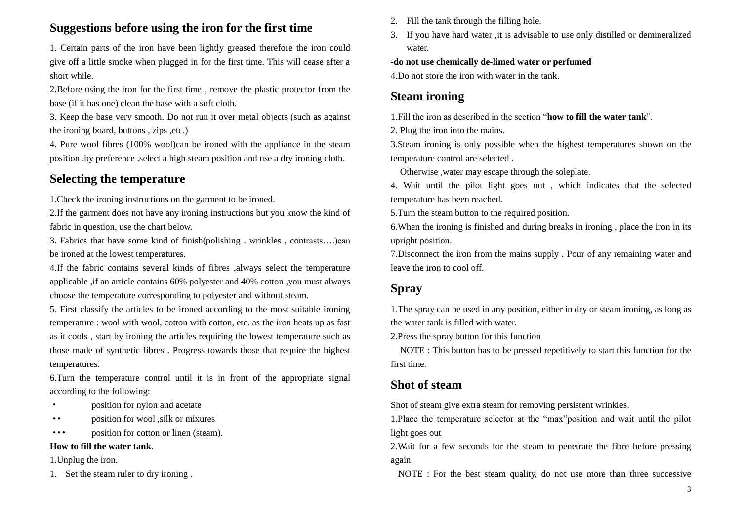## Suggestions before using the iron for the first time

1. Certain parts of the iron have been lightly greased therefore the iron could give off a little smoke when plugged in for the first time. This will cease after a short while.

2.Before using the iron for the first time , remove the plastic protector from the base (if it has one) clean the base with a soft cloth.

3. Keep the base very smooth. Do not run it over metal objects (such as against the ironing board, buttons , zips ,etc.)

4. Pure wool fibres (100% wool)can be ironed with the appliance in the steam position .by preference ,select a high steam position and use a dry ironing cloth.

## Selecting the temperature

1.Check the ironing instructions on the garment to be ironed.

2.If the garment does not have any ironing instructions but you know the kind of fabric in question, use the chart below.

3. Fabrics that have some kind of finish(polishing . wrinkles , contrasts….)can be ironed at the lowest temperatures.

4.If the fabric contains several kinds of fibres ,always select the temperature applicable ,if an article contains 60% polyester and 40% cotton ,you must always choose the temperature corresponding to polyester and without steam.

5. First classify the articles to be ironed according to the most suitable ironing temperature : wool with wool, cotton with cotton, etc. as the iron heats up as fast as it cools , start by ironing the articles requiring the lowest temperature such as those made of synthetic fibres . Progress towards those that require the highest temperatures.

6.Turn the temperature control until it is in front of the appropriate signal according to the following:

- • position for nylon and acetate
- •• position for wool ,silk or mixures
- ••• position for cotton or linen (steam).

**How to fill the water tank**.

1.Unplug the iron.

1. Set the steam ruler to dry ironing .
2. Fill the tank through the filling hole.
3. If you have hard water ,it is advisable to use only distilled or demineralized water.

**-do not use chemically de-limed water or perfumed**

4.Do not store the iron with water in the tank.

## Steam ironing

1.Fill the iron as described in the section "**how to fill the water tank**".

2. Plug the iron into the mains.

3.Steam ironing is only possible when the highest temperatures shown on the temperature control are selected .

Otherwise ,water may escape through the soleplate.

4. Wait until the pilot light goes out , which indicates that the selected temperature has been reached.

5.Turn the steam button to the required position.

6.When the ironing is finished and during breaks in ironing , place the iron in its upright position.

7.Disconnect the iron from the mains supply . Pour of any remaining water and leave the iron to cool off.

## Spray

1.The spray can be used in any position, either in dry or steam ironing, as long as the water tank is filled with water.

2.Press the spray button for this function

NOTE : This button has to be pressed repetitively to start this function for the first time.

## Shot of steam

Shot of steam give extra steam for removing persistent wrinkles.

1.Place the temperature selector at the "max"position and wait until the pilot light goes out

2.Wait for a few seconds for the steam to penetrate the fibre before pressing again.

NOTE : For the best steam quality, do not use more than three successive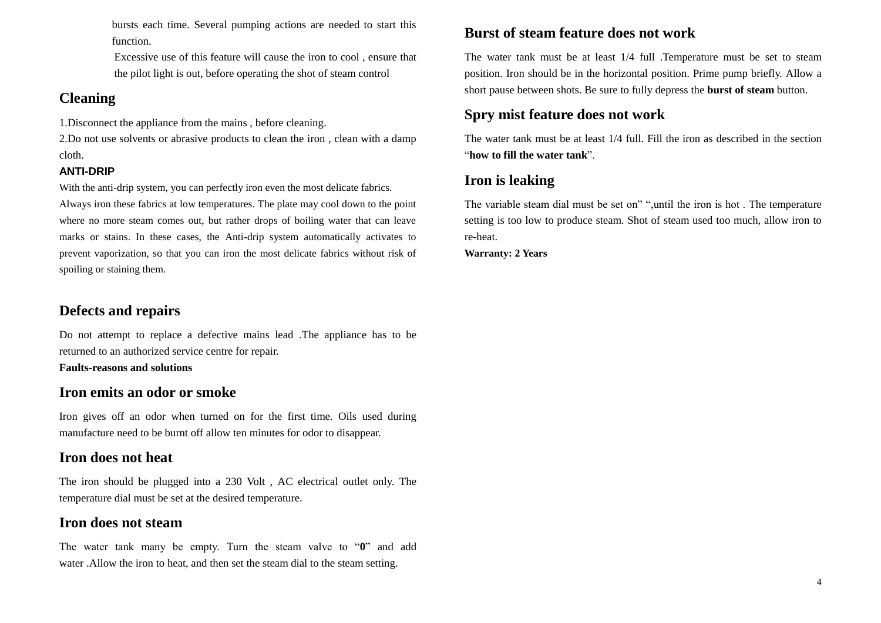bursts each time. Several pumping actions are needed to start this function.

Excessive use of this feature will cause the iron to cool , ensure that the pilot light is out, before operating the shot of steam control

## Cleaning

1.Disconnect the appliance from the mains , before cleaning.

2.Do not use solvents or abrasive products to clean the iron , clean with a damp cloth.

**ANTI-DRIP**

With the anti-drip system, you can perfectly iron even the most delicate fabrics. Always iron these fabrics at low temperatures. The plate may cool down to the point where no more steam comes out, but rather drops of boiling water that can leave marks or stains. In these cases, the Anti-drip system automatically activates to prevent vaporization, so that you can iron the most delicate fabrics without risk of spoiling or staining them.

## Defects and repairs

Do not attempt to replace a defective mains lead .The appliance has to be returned to an authorized service centre for repair.

**Faults-reasons and solutions**

## Iron emits an odor or smoke

Iron gives off an odor when turned on for the first time. Oils used during manufacture need to be burnt off allow ten minutes for odor to disappear.

## Iron does not heat

The iron should be plugged into a 230 Volt , AC electrical outlet only. The temperature dial must be set at the desired temperature.

## Iron does not steam

The water tank many be empty. Turn the steam valve to "**0**" and add water .Allow the iron to heat, and then set the steam dial to the steam setting.

## Burst of steam feature does not work

The water tank must be at least 1/4 full .Temperature must be set to steam position. Iron should be in the horizontal position. Prime pump briefly. Allow a short pause between shots. Be sure to fully depress the **burst of steam** button.

## Spry mist feature does not work

The water tank must be at least 1/4 full. Fill the iron as described in the section "**how to fill the water tank**".

## Iron is leaking

The variable steam dial must be set on" ",until the iron is hot . The temperature setting is too low to produce steam. Shot of steam used too much, allow iron to re-heat.

**Warranty: 2 Years**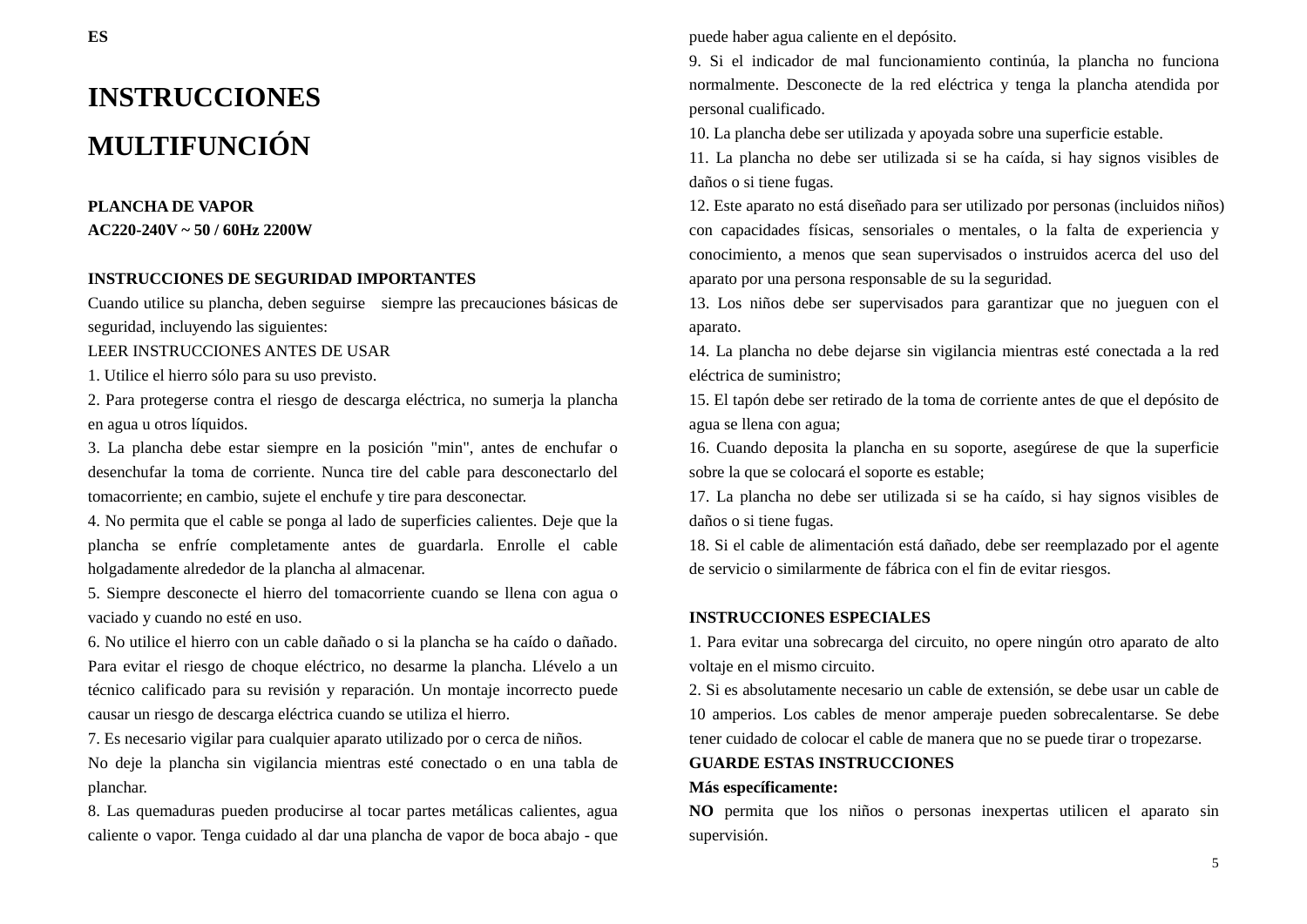ES

# INSTRUCCIONES MULTIFUNCIÓN

**PLANCHA DE VAPOR**
**AC220-240V ~ 50 / 60Hz 2200W**

**INSTRUCCIONES DE SEGURIDAD IMPORTANTES**

Cuando utilice su plancha, deben seguirse siempre las precauciones básicas de seguridad, incluyendo las siguientes:

LEER INSTRUCCIONES ANTES DE USAR

1. Utilice el hierro sólo para su uso previsto.
2. Para protegerse contra el riesgo de descarga eléctrica, no sumerja la plancha en agua u otros líquidos.
3. La plancha debe estar siempre en la posición "min", antes de enchufar o desenchufar la toma de corriente. Nunca tire del cable para desconectarlo del tomacorriente; en cambio, sujete el enchufe y tire para desconectar.
4. No permita que el cable se ponga al lado de superficies calientes. Deje que la plancha se enfríe completamente antes de guardarla. Enrolle el cable holgadamente alrededor de la plancha al almacenar.
5. Siempre desconecte el hierro del tomacorriente cuando se llena con agua o vaciado y cuando no esté en uso.
6. No utilice el hierro con un cable dañado o si la plancha se ha caído o dañado. Para evitar el riesgo de choque eléctrico, no desarme la plancha. Llévelo a un técnico calificado para su revisión y reparación. Un montaje incorrecto puede causar un riesgo de descarga eléctrica cuando se utiliza el hierro.
7. Es necesario vigilar para cualquier aparato utilizado por o cerca de niños.
No deje la plancha sin vigilancia mientras esté conectado o en una tabla de planchar.
8. Las quemaduras pueden producirse al tocar partes metálicas calientes, agua caliente o vapor. Tenga cuidado al dar una plancha de vapor de boca abajo - que puede haber agua caliente en el depósito.
9. Si el indicador de mal funcionamiento continúa, la plancha no funciona normalmente. Desconecte de la red eléctrica y tenga la plancha atendida por personal cualificado.
10. La plancha debe ser utilizada y apoyada sobre una superficie estable.
11. La plancha no debe ser utilizada si se ha caída, si hay signos visibles de daños o si tiene fugas.
12. Este aparato no está diseñado para ser utilizado por personas (incluidos niños) con capacidades físicas, sensoriales o mentales, o la falta de experiencia y conocimiento, a menos que sean supervisados o instruidos acerca del uso del aparato por una persona responsable de su la seguridad.
13. Los niños debe ser supervisados para garantizar que no jueguen con el aparato.
14. La plancha no debe dejarse sin vigilancia mientras esté conectada a la red eléctrica de suministro;
15. El tapón debe ser retirado de la toma de corriente antes de que el depósito de agua se llena con agua;
16. Cuando deposita la plancha en su soporte, asegúrese de que la superficie sobre la que se colocará el soporte es estable;
17. La plancha no debe ser utilizada si se ha caído, si hay signos visibles de daños o si tiene fugas.
18. Si el cable de alimentación está dañado, debe ser reemplazado por el agente de servicio o similarmente de fábrica con el fin de evitar riesgos.

**INSTRUCCIONES ESPECIALES**

1. Para evitar una sobrecarga del circuito, no opere ningún otro aparato de alto voltaje en el mismo circuito.
2. Si es absolutamente necesario un cable de extensión, se debe usar un cable de 10 amperios. Los cables de menor amperaje pueden sobrecalentarse. Se debe tener cuidado de colocar el cable de manera que no se puede tirar o tropezarse.

**GUARDE ESTAS INSTRUCCIONES**

**Más específicamente:**

**NO** permita que los niños o personas inexpertas utilicen el aparato sin supervisión.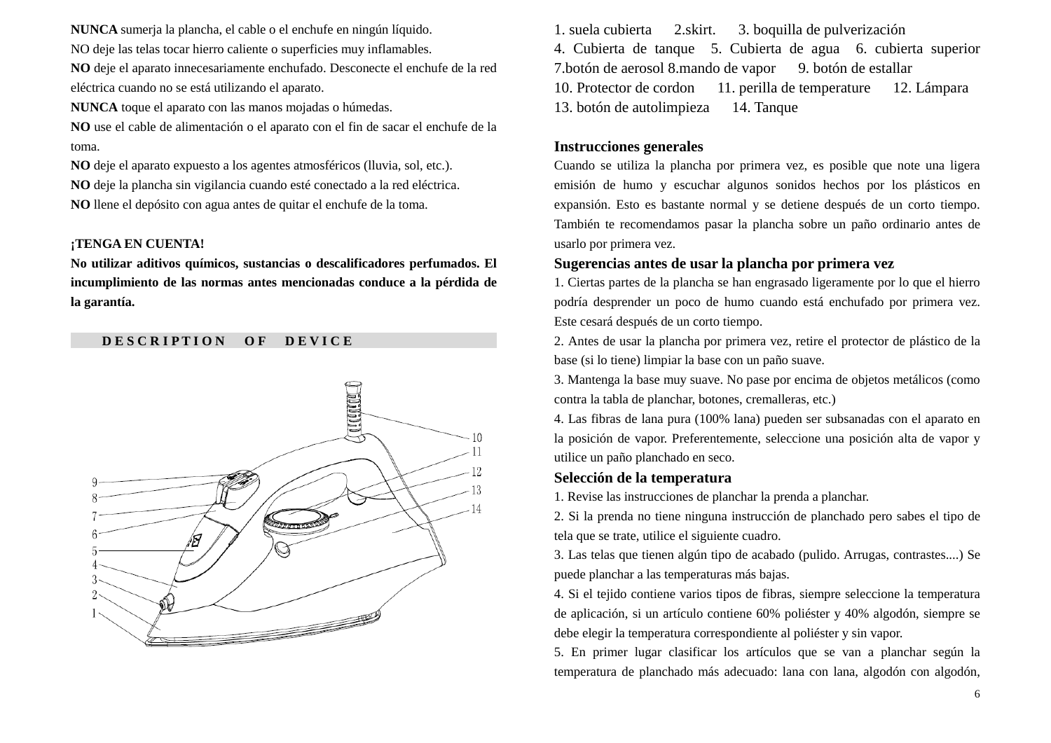**NUNCA** sumerja la plancha, el cable o el enchufe en ningún líquido.

NO deje las telas tocar hierro caliente o superficies muy inflamables.

**NO** deje el aparato innecesariamente enchufado. Desconecte el enchufe de la red eléctrica cuando no se está utilizando el aparato.

**NUNCA** toque el aparato con las manos mojadas o húmedas.

**NO** use el cable de alimentación o el aparato con el fin de sacar el enchufe de la toma.

**NO** deje el aparato expuesto a los agentes atmosféricos (lluvia, sol, etc.).

**NO** deje la plancha sin vigilancia cuando esté conectado a la red eléctrica.

**NO** llene el depósito con agua antes de quitar el enchufe de la toma.

**¡TENGA EN CUENTA!**

**No utilizar aditivos químicos, sustancias o descalificadores perfumados. El incumplimiento de las normas antes mencionadas conduce a la pérdida de la garantía.**

## DESCRIPTION OF DEVICE

1. suela cubierta 2.skirt. 3. boquilla de pulverización
4. Cubierta de tanque 5. Cubierta de agua 6. cubierta superior 7.botón de aerosol 8.mando de vapor 9. botón de estallar
10. Protector de cordon 11. perilla de temperature 12. Lámpara
13. botón de autolimpieza 14. Tanque

## Instrucciones generales

Cuando se utiliza la plancha por primera vez, es posible que note una ligera emisión de humo y escuchar algunos sonidos hechos por los plásticos en expansión. Esto es bastante normal y se detiene después de un corto tiempo. También te recomendamos pasar la plancha sobre un paño ordinario antes de usarlo por primera vez.

## Sugerencias antes de usar la plancha por primera vez

1. Ciertas partes de la plancha se han engrasado ligeramente por lo que el hierro podría desprender un poco de humo cuando está enchufado por primera vez. Este cesará después de un corto tiempo.
2. Antes de usar la plancha por primera vez, retire el protector de plástico de la base (si lo tiene) limpiar la base con un paño suave.
3. Mantenga la base muy suave. No pase por encima de objetos metálicos (como contra la tabla de planchar, botones, cremalleras, etc.)
4. Las fibras de lana pura (100% lana) pueden ser subsanadas con el aparato en la posición de vapor. Preferentemente, seleccione una posición alta de vapor y utilice un paño planchado en seco.

## Selección de la temperatura

1. Revise las instrucciones de planchar la prenda a planchar.
2. Si la prenda no tiene ninguna instrucción de planchado pero sabes el tipo de tela que se trate, utilice el siguiente cuadro.
3. Las telas que tienen algún tipo de acabado (pulido. Arrugas, contrastes....) Se puede planchar a las temperaturas más bajas.
4. Si el tejido contiene varios tipos de fibras, siempre seleccione la temperatura de aplicación, si un artículo contiene 60% poliéster y 40% algodón, siempre se debe elegir la temperatura correspondiente al poliéster y sin vapor.
5. En primer lugar clasificar los artículos que se van a planchar según la temperatura de planchado más adecuado: lana con lana, algodón con algodón,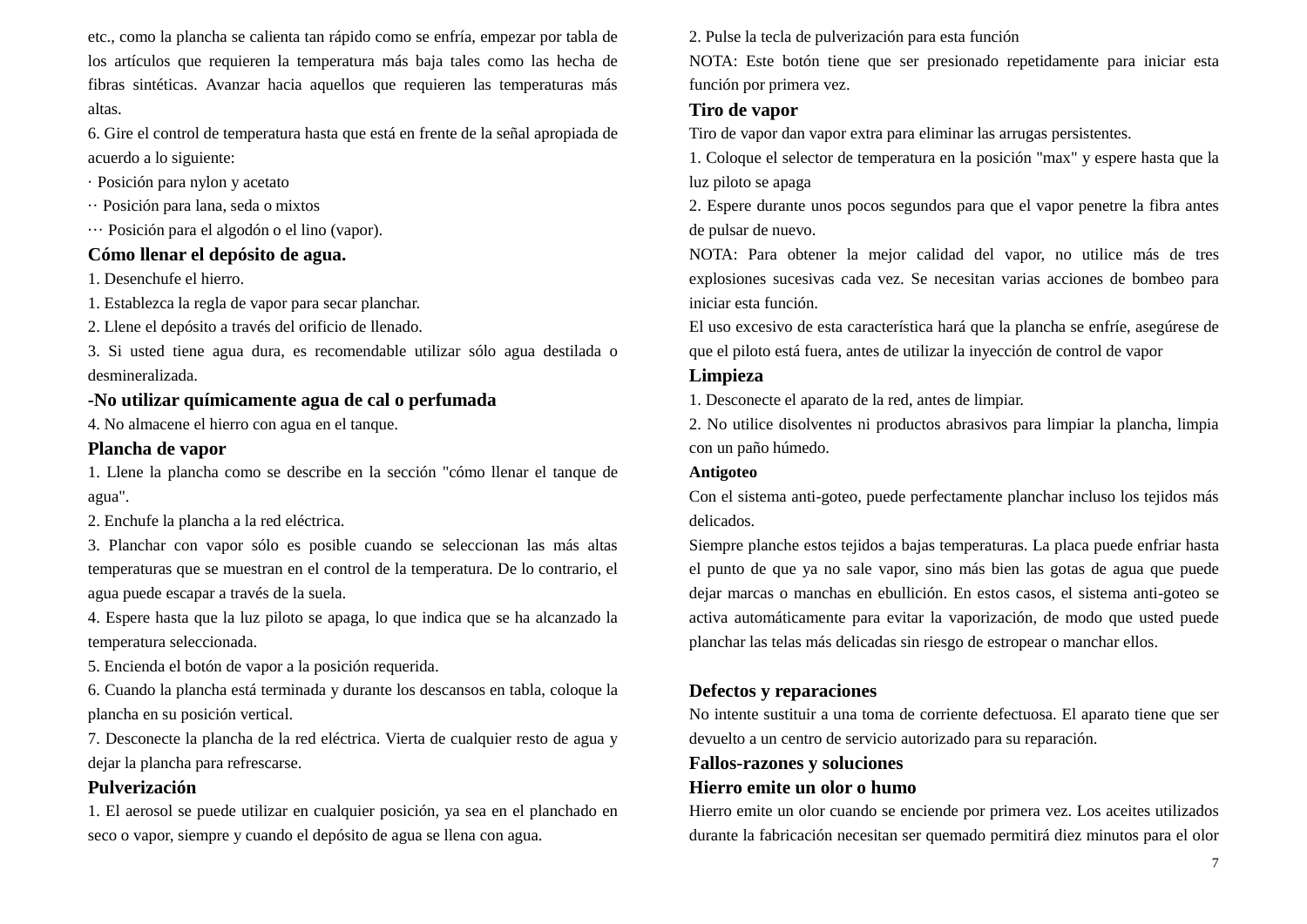etc., como la plancha se calienta tan rápido como se enfría, empezar por tabla de los artículos que requieren la temperatura más baja tales como las hecha de fibras sintéticas. Avanzar hacia aquellos que requieren las temperaturas más altas.

6. Gire el control de temperatura hasta que está en frente de la señal apropiada de acuerdo a lo siguiente:

· Posición para nylon y acetato

·· Posición para lana, seda o mixtos

··· Posición para el algodón o el lino (vapor).

**Cómo llenar el depósito de agua.**

1. Desenchufe el hierro.
1. Establezca la regla de vapor para secar planchar.
2. Llene el depósito a través del orificio de llenado.
3. Si usted tiene agua dura, es recomendable utilizar sólo agua destilada o desmineralizada.

**-No utilizar químicamente agua de cal o perfumada**

4. No almacene el hierro con agua en el tanque.

**Plancha de vapor**

1. Llene la plancha como se describe en la sección "cómo llenar el tanque de agua".
2. Enchufe la plancha a la red eléctrica.
3. Planchar con vapor sólo es posible cuando se seleccionan las más altas temperaturas que se muestran en el control de la temperatura. De lo contrario, el agua puede escapar a través de la suela.
4. Espere hasta que la luz piloto se apaga, lo que indica que se ha alcanzado la temperatura seleccionada.
5. Encienda el botón de vapor a la posición requerida.
6. Cuando la plancha está terminada y durante los descansos en tabla, coloque la plancha en su posición vertical.
7. Desconecte la plancha de la red eléctrica. Vierta de cualquier resto de agua y dejar la plancha para refrescarse.

**Pulverización**

1. El aerosol se puede utilizar en cualquier posición, ya sea en el planchado en seco o vapor, siempre y cuando el depósito de agua se llena con agua.
2. Pulse la tecla de pulverización para esta función

NOTA: Este botón tiene que ser presionado repetidamente para iniciar esta función por primera vez.

**Tiro de vapor**

Tiro de vapor dan vapor extra para eliminar las arrugas persistentes.

1. Coloque el selector de temperatura en la posición "max" y espere hasta que la luz piloto se apaga
2. Espere durante unos pocos segundos para que el vapor penetre la fibra antes de pulsar de nuevo.

NOTA: Para obtener la mejor calidad del vapor, no utilice más de tres explosiones sucesivas cada vez. Se necesitan varias acciones de bombeo para iniciar esta función.

El uso excesivo de esta característica hará que la plancha se enfríe, asegúrese de que el piloto está fuera, antes de utilizar la inyección de control de vapor

**Limpieza**

1. Desconecte el aparato de la red, antes de limpiar.
2. No utilice disolventes ni productos abrasivos para limpiar la plancha, limpia con un paño húmedo.

**Antigoteo**

Con el sistema anti-goteo, puede perfectamente planchar incluso los tejidos más delicados.

Siempre planche estos tejidos a bajas temperaturas. La placa puede enfriar hasta el punto de que ya no sale vapor, sino más bien las gotas de agua que puede dejar marcas o manchas en ebullición. En estos casos, el sistema anti-goteo se activa automáticamente para evitar la vaporización, de modo que usted puede planchar las telas más delicadas sin riesgo de estropear o manchar ellos.

**Defectos y reparaciones**

No intente sustituir a una toma de corriente defectuosa. El aparato tiene que ser devuelto a un centro de servicio autorizado para su reparación.

**Fallos-razones y soluciones**

**Hierro emite un olor o humo**

Hierro emite un olor cuando se enciende por primera vez. Los aceites utilizados durante la fabricación necesitan ser quemado permitirá diez minutos para el olor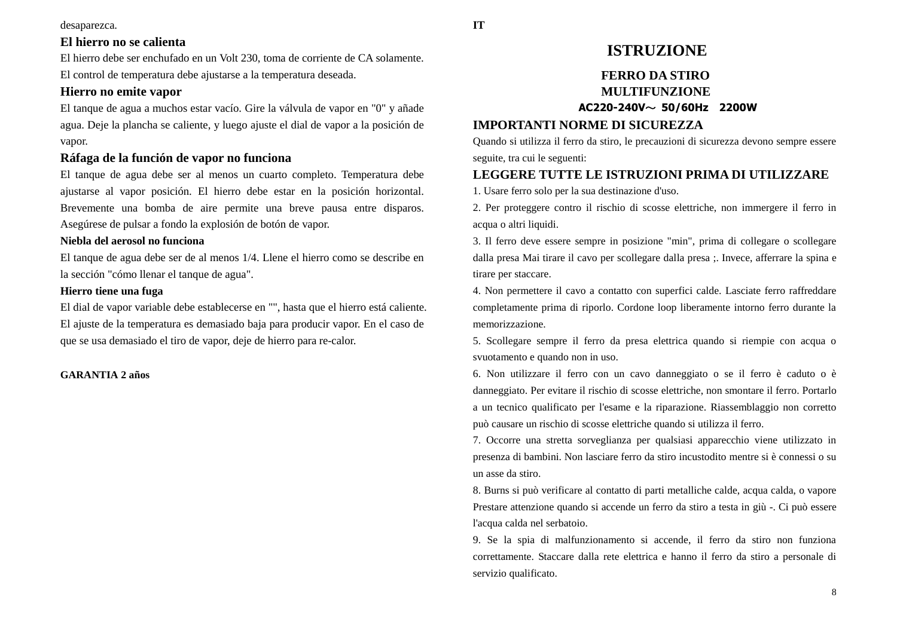desaparezca.

### El hierro no se calienta

El hierro debe ser enchufado en un Volt 230, toma de corriente de CA solamente. El control de temperatura debe ajustarse a la temperatura deseada.

### Hierro no emite vapor

El tanque de agua a muchos estar vacío. Gire la válvula de vapor en "0" y añade agua. Deje la plancha se caliente, y luego ajuste el dial de vapor a la posición de vapor.

### Ráfaga de la función de vapor no funciona

El tanque de agua debe ser al menos un cuarto completo. Temperatura debe ajustarse al vapor posición. El hierro debe estar en la posición horizontal. Brevemente una bomba de aire permite una breve pausa entre disparos. Asegúrese de pulsar a fondo la explosión de botón de vapor.

**Niebla del aerosol no funciona**

El tanque de agua debe ser de al menos 1/4. Llene el hierro como se describe en la sección "cómo llenar el tanque de agua".

**Hierro tiene una fuga**

El dial de vapor variable debe establecerse en "", hasta que el hierro está caliente. El ajuste de la temperatura es demasiado baja para producir vapor. En el caso de que se usa demasiado el tiro de vapor, deje de hierro para re-calor.

**GARANTIA 2 años**

**IT**

# ISTRUZIONE

## FERRO DA STIRO MULTIFUNZIONE

**AC220-240V～ 50/60Hz 2200W**

## IMPORTANTI NORME DI SICUREZZA

Quando si utilizza il ferro da stiro, le precauzioni di sicurezza devono sempre essere seguite, tra cui le seguenti:

## LEGGERE TUTTE LE ISTRUZIONI PRIMA DI UTILIZZARE

1. Usare ferro solo per la sua destinazione d'uso.
2. Per proteggere contro il rischio di scosse elettriche, non immergere il ferro in acqua o altri liquidi.
3. Il ferro deve essere sempre in posizione "min", prima di collegare o scollegare dalla presa Mai tirare il cavo per scollegare dalla presa ;. Invece, afferrare la spina e tirare per staccare.
4. Non permettere il cavo a contatto con superfici calde. Lasciate ferro raffreddare completamente prima di riporlo. Cordone loop liberamente intorno ferro durante la memorizzazione.
5. Scollegare sempre il ferro da presa elettrica quando si riempie con acqua o svuotamento e quando non in uso.
6. Non utilizzare il ferro con un cavo danneggiato o se il ferro è caduto o è danneggiato. Per evitare il rischio di scosse elettriche, non smontare il ferro. Portarlo a un tecnico qualificato per l'esame e la riparazione. Riassemblaggio non corretto può causare un rischio di scosse elettriche quando si utilizza il ferro.
7. Occorre una stretta sorveglianza per qualsiasi apparecchio viene utilizzato in presenza di bambini. Non lasciare ferro da stiro incustodito mentre si è connessi o su un asse da stiro.
8. Burns si può verificare al contatto di parti metalliche calde, acqua calda, o vapore Prestare attenzione quando si accende un ferro da stiro a testa in giù -. Ci può essere l'acqua calda nel serbatoio.
9. Se la spia di malfunzionamento si accende, il ferro da stiro non funziona correttamente. Staccare dalla rete elettrica e hanno il ferro da stiro a personale di servizio qualificato.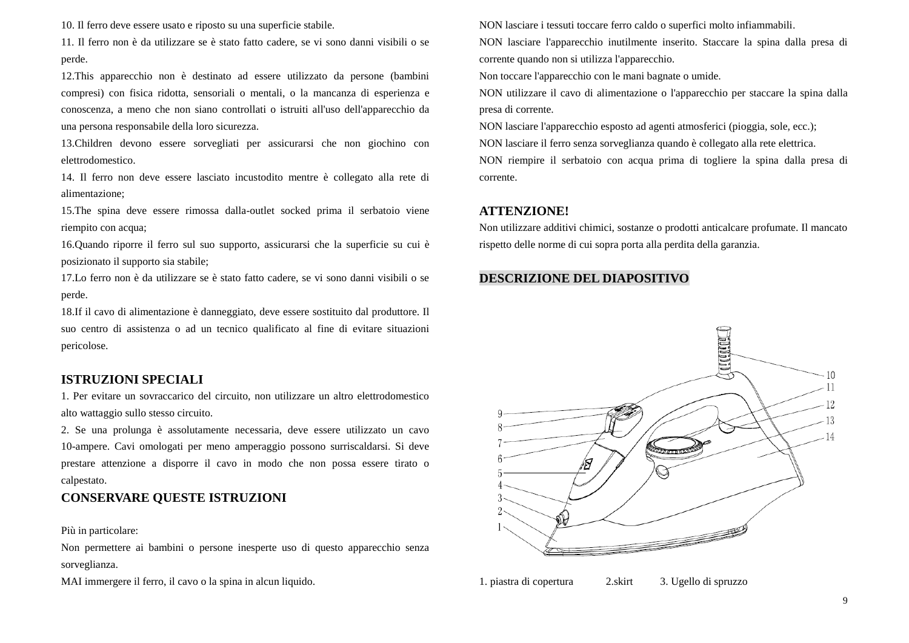10. Il ferro deve essere usato e riposto su una superficie stabile.

11. Il ferro non è da utilizzare se è stato fatto cadere, se vi sono danni visibili o se perde.

12.This apparecchio non è destinato ad essere utilizzato da persone (bambini compresi) con fisica ridotta, sensoriali o mentali, o la mancanza di esperienza e conoscenza, a meno che non siano controllati o istruiti all'uso dell'apparecchio da una persona responsabile della loro sicurezza.

13.Children devono essere sorvegliati per assicurarsi che non giochino con elettrodomestico.

14. Il ferro non deve essere lasciato incustodito mentre è collegato alla rete di alimentazione;

15.The spina deve essere rimossa dalla-outlet socked prima il serbatoio viene riempito con acqua;

16.Quando riporre il ferro sul suo supporto, assicurarsi che la superficie su cui è posizionato il supporto sia stabile;

17.Lo ferro non è da utilizzare se è stato fatto cadere, se vi sono danni visibili o se perde.

18.If il cavo di alimentazione è danneggiato, deve essere sostituito dal produttore. Il suo centro di assistenza o ad un tecnico qualificato al fine di evitare situazioni pericolose.

## ISTRUZIONI SPECIALI

1. Per evitare un sovraccarico del circuito, non utilizzare un altro elettrodomestico alto wattaggio sullo stesso circuito.
2. Se una prolunga è assolutamente necessaria, deve essere utilizzato un cavo 10-ampere. Cavi omologati per meno amperaggio possono surriscaldarsi. Si deve prestare attenzione a disporre il cavo in modo che non possa essere tirato o calpestato.

## CONSERVARE QUESTE ISTRUZIONI

Più in particolare:

Non permettere ai bambini o persone inesperte uso di questo apparecchio senza sorveglianza.

MAI immergere il ferro, il cavo o la spina in alcun liquido.

NON lasciare i tessuti toccare ferro caldo o superfici molto infiammabili.

NON lasciare l'apparecchio inutilmente inserito. Staccare la spina dalla presa di corrente quando non si utilizza l'apparecchio.

Non toccare l'apparecchio con le mani bagnate o umide.

NON utilizzare il cavo di alimentazione o l'apparecchio per staccare la spina dalla presa di corrente.

NON lasciare l'apparecchio esposto ad agenti atmosferici (pioggia, sole, ecc.);

NON lasciare il ferro senza sorveglianza quando è collegato alla rete elettrica.

NON riempire il serbatoio con acqua prima di togliere la spina dalla presa di corrente.

## ATTENZIONE!

Non utilizzare additivi chimici, sostanze o prodotti anticalcare profumate. Il mancato rispetto delle norme di cui sopra porta alla perdita della garanzia.

## DESCRIZIONE DEL DIAPOSITIVO

1. piastra di copertura 2.skirt 3. Ugello di spruzzo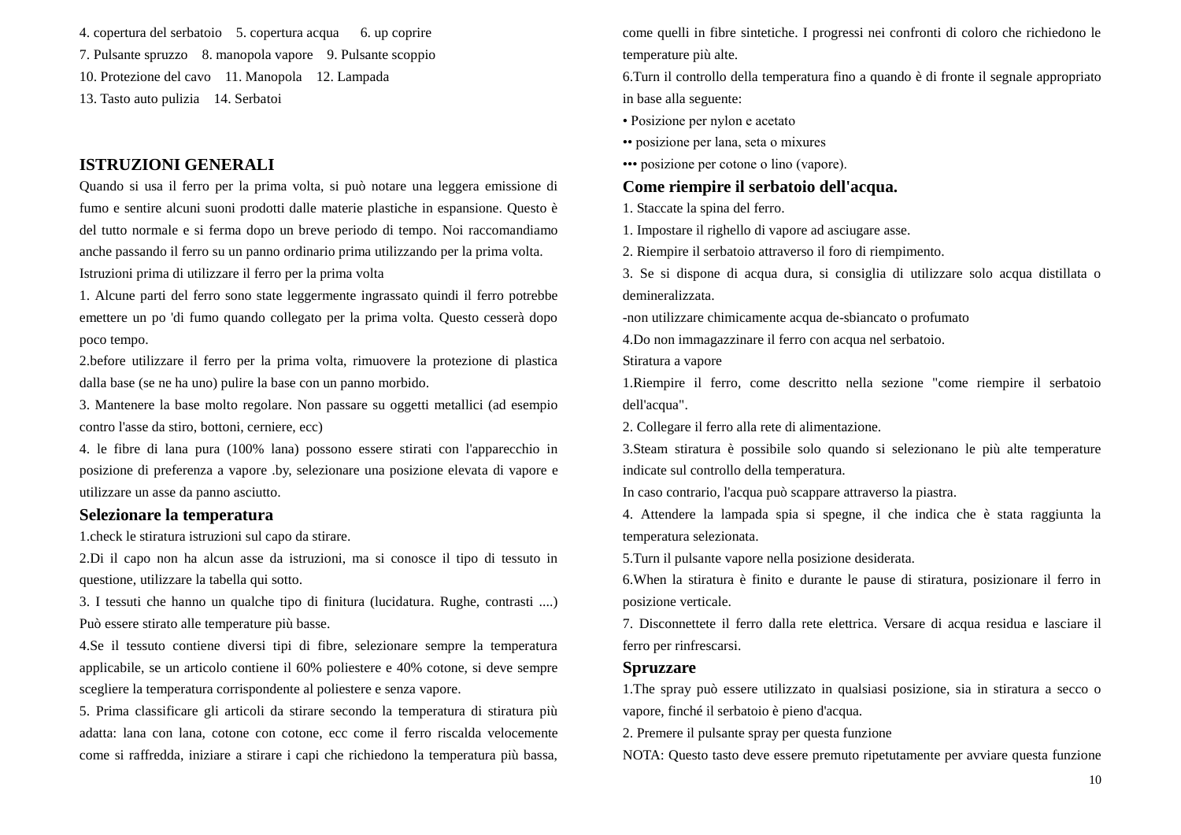4. copertura del serbatoio 5. copertura acqua 6. up coprire
7. Pulsante spruzzo 8. manopola vapore 9. Pulsante scoppio
10. Protezione del cavo 11. Manopola 12. Lampada
13. Tasto auto pulizia 14. Serbatoi

## ISTRUZIONI GENERALI

Quando si usa il ferro per la prima volta, si può notare una leggera emissione di fumo e sentire alcuni suoni prodotti dalle materie plastiche in espansione. Questo è del tutto normale e si ferma dopo un breve periodo di tempo. Noi raccomandiamo anche passando il ferro su un panno ordinario prima utilizzando per la prima volta.

Istruzioni prima di utilizzare il ferro per la prima volta

1. Alcune parti del ferro sono state leggermente ingrassato quindi il ferro potrebbe emettere un po 'di fumo quando collegato per la prima volta. Questo cesserà dopo poco tempo.
2.before utilizzare il ferro per la prima volta, rimuovere la protezione di plastica dalla base (se ne ha uno) pulire la base con un panno morbido.
3. Mantenere la base molto regolare. Non passare su oggetti metallici (ad esempio contro l'asse da stiro, bottoni, cerniere, ecc)
4. le fibre di lana pura (100% lana) possono essere stirati con l'apparecchio in posizione di preferenza a vapore .by, selezionare una posizione elevata di vapore e utilizzare un asse da panno asciutto.

## Selezionare la temperatura

1.check le stiratura istruzioni sul capo da stirare.
2.Di il capo non ha alcun asse da istruzioni, ma si conosce il tipo di tessuto in questione, utilizzare la tabella qui sotto.
3. I tessuti che hanno un qualche tipo di finitura (lucidatura. Rughe, contrasti ....) Può essere stirato alle temperature più basse.
4.Se il tessuto contiene diversi tipi di fibre, selezionare sempre la temperatura applicabile, se un articolo contiene il 60% poliestere e 40% cotone, si deve sempre scegliere la temperatura corrispondente al poliestere e senza vapore.
5. Prima classificare gli articoli da stirare secondo la temperatura di stiratura più adatta: lana con lana, cotone con cotone, ecc come il ferro riscalda velocemente come si raffredda, iniziare a stirare i capi che richiedono la temperatura più bassa, come quelli in fibre sintetiche. I progressi nei confronti di coloro che richiedono le temperature più alte.
6.Turn il controllo della temperatura fino a quando è di fronte il segnale appropriato in base alla seguente:

• Posizione per nylon e acetato
•• posizione per lana, seta o mixures
••• posizione per cotone o lino (vapore).

## Come riempire il serbatoio dell'acqua.

1. Staccate la spina del ferro.
1. Impostare il righello di vapore ad asciugare asse.
2. Riempire il serbatoio attraverso il foro di riempimento.
3. Se si dispone di acqua dura, si consiglia di utilizzare solo acqua distillata o demineralizzata.
-non utilizzare chimicamente acqua de-sbiancato o profumato
4.Do non immagazzinare il ferro con acqua nel serbatoio.

Stiratura a vapore

1.Riempire il ferro, come descritto nella sezione "come riempire il serbatoio dell'acqua".
2. Collegare il ferro alla rete di alimentazione.
3.Steam stiratura è possibile solo quando si selezionano le più alte temperature indicate sul controllo della temperatura.
In caso contrario, l'acqua può scappare attraverso la piastra.
4. Attendere la lampada spia si spegne, il che indica che è stata raggiunta la temperatura selezionata.
5.Turn il pulsante vapore nella posizione desiderata.
6.When la stiratura è finito e durante le pause di stiratura, posizionare il ferro in posizione verticale.
7. Disconnettete il ferro dalla rete elettrica. Versare di acqua residua e lasciare il ferro per rinfrescarsi.

## Spruzzare

1.The spray può essere utilizzato in qualsiasi posizione, sia in stiratura a secco o vapore, finché il serbatoio è pieno d'acqua.
2. Premere il pulsante spray per questa funzione

NOTA: Questo tasto deve essere premuto ripetutamente per avviare questa funzione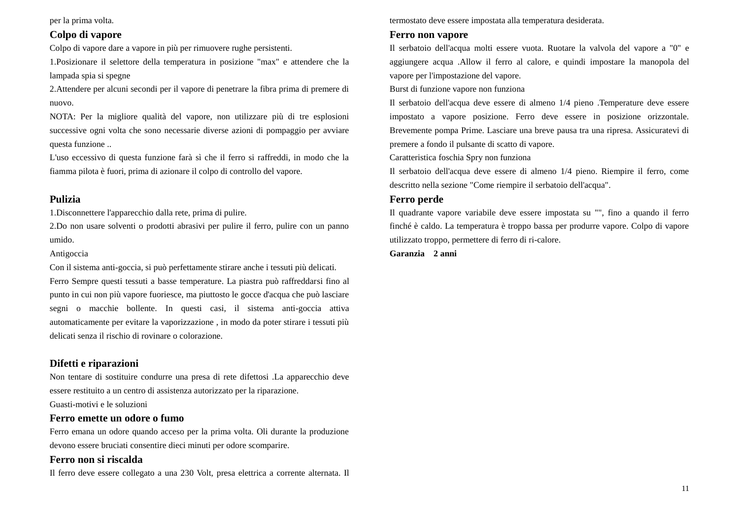per la prima volta.

## Colpo di vapore

Colpo di vapore dare a vapore in più per rimuovere rughe persistenti.

1.Posizionare il selettore della temperatura in posizione "max" e attendere che la lampada spia si spegne

2.Attendere per alcuni secondi per il vapore di penetrare la fibra prima di premere di nuovo.

NOTA: Per la migliore qualità del vapore, non utilizzare più di tre esplosioni successive ogni volta che sono necessarie diverse azioni di pompaggio per avviare questa funzione ..

L'uso eccessivo di questa funzione farà sì che il ferro si raffreddi, in modo che la fiamma pilota è fuori, prima di azionare il colpo di controllo del vapore.

## Pulizia

1.Disconnettere l'apparecchio dalla rete, prima di pulire.

2.Do non usare solventi o prodotti abrasivi per pulire il ferro, pulire con un panno umido.

Antigoccia

Con il sistema anti-goccia, si può perfettamente stirare anche i tessuti più delicati.

Ferro Sempre questi tessuti a basse temperature. La piastra può raffreddarsi fino al punto in cui non più vapore fuoriesce, ma piuttosto le gocce d'acqua che può lasciare segni o macchie bollente. In questi casi, il sistema anti-goccia attiva automaticamente per evitare la vaporizzazione , in modo da poter stirare i tessuti più delicati senza il rischio di rovinare o colorazione.

## Difetti e riparazioni

Non tentare di sostituire condurre una presa di rete difettosi .La apparecchio deve essere restituito a un centro di assistenza autorizzato per la riparazione.

Guasti-motivi e le soluzioni

## Ferro emette un odore o fumo

Ferro emana un odore quando acceso per la prima volta. Oli durante la produzione devono essere bruciati consentire dieci minuti per odore scomparire.

## Ferro non si riscalda

Il ferro deve essere collegato a una 230 Volt, presa elettrica a corrente alternata. Il termostato deve essere impostata alla temperatura desiderata.

## Ferro non vapore

Il serbatoio dell'acqua molti essere vuota. Ruotare la valvola del vapore a "0" e aggiungere acqua .Allow il ferro al calore, e quindi impostare la manopola del vapore per l'impostazione del vapore.

Burst di funzione vapore non funziona

Il serbatoio dell'acqua deve essere di almeno 1/4 pieno .Temperature deve essere impostato a vapore posizione. Ferro deve essere in posizione orizzontale. Brevemente pompa Prime. Lasciare una breve pausa tra una ripresa. Assicuratevi di premere a fondo il pulsante di scatto di vapore.

Caratteristica foschia Spry non funziona

Il serbatoio dell'acqua deve essere di almeno 1/4 pieno. Riempire il ferro, come descritto nella sezione "Come riempire il serbatoio dell'acqua".

## Ferro perde

Il quadrante vapore variabile deve essere impostata su "", fino a quando il ferro finché è caldo. La temperatura è troppo bassa per produrre vapore. Colpo di vapore utilizzato troppo, permettere di ferro di ri-calore.

**Garanzia 2 anni**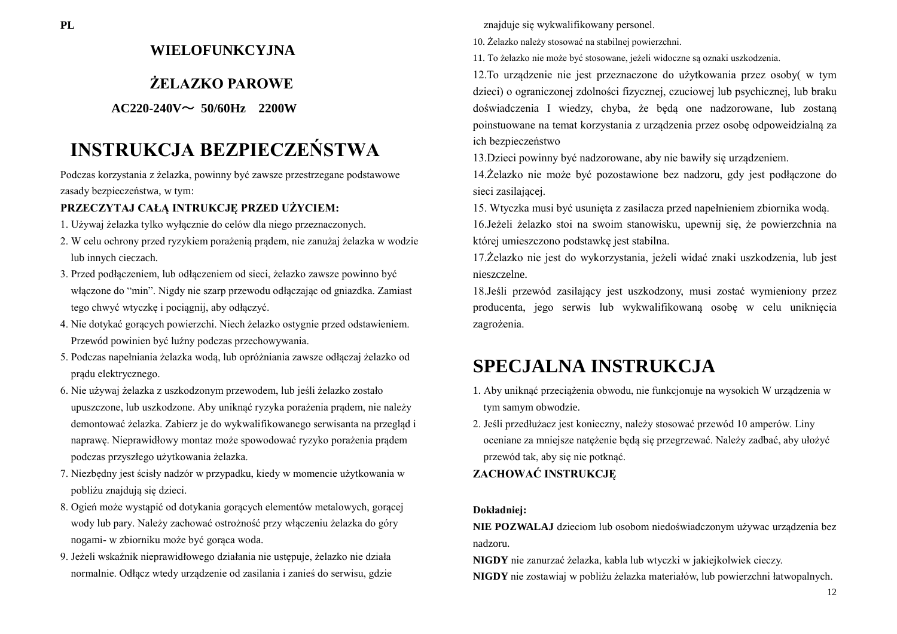PL

**WIELOFUNKCYJNA**

**ŻELAZKO PAROWE**

**AC220-240V～ 50/60Hz 2200W**

# INSTRUKCJA BEZPIECZEŃSTWA

Podczas korzystania z żelazka, powinny być zawsze przestrzegane podstawowe zasady bezpieczeństwa, w tym:

**PRZECZYTAJ CAŁĄ INTRUKCJĘ PRZED UŻYCIEM:**

1. Używaj żelazka tylko wyłącznie do celów dla niego przeznaczonych.
2. W celu ochrony przed ryzykiem porażenią prądem, nie zanużaj żelazka w wodzie lub innych cieczach.
3. Przed podłączeniem, lub odłączeniem od sieci, żelazko zawsze powinno być włączone do "min". Nigdy nie szarp przewodu odłączając od gniazdka. Zamiast tego chwyć wtyczkę i pociągnij, aby odłączyć.
4. Nie dotykać gorących powierzchi. Niech żelazko ostygnie przed odstawieniem. Przewód powinien być luźny podczas przechowywania.
5. Podczas napełniania żelazka wodą, lub opróżniania zawsze odłączaj żelazko od prądu elektrycznego.
6. Nie używaj żelazka z uszkodzonym przewodem, lub jeśli żelazko zostało upuszczone, lub uszkodzone. Aby uniknąć ryzyka porażenia prądem, nie należy demontować żelazka. Zabierz je do wykwalifikowanego serwisanta na przegląd i naprawę. Nieprawidłowy montaz może spowodować ryzyko porażenia prądem podczas przyszłego użytkowania żelazka.
7. Niezbędny jest ścisły nadzór w przypadku, kiedy w momencie użytkowania w pobliżu znajdują się dzieci.
8. Ogień może wystąpić od dotykania gorących elementów metalowych, gorącej wody lub pary. Należy zachować ostrożność przy włączeniu żelazka do góry nogami- w zbiorniku może być gorąca woda.
9. Jeżeli wskaźnik nieprawidłowego działania nie ustępuje, żelazko nie działa normalnie. Odłącz wtedy urządzenie od zasilania i zanieś do serwisu, gdzie znajduje się wykwalifikowany personel.
10. Żelazko należy stosować na stabilnej powierzchni.
11. To żelazko nie może być stosowane, jeżeli widoczne są oznaki uszkodzenia.
12. To urządzenie nie jest przeznaczone do użytkowania przez osoby( w tym dzieci) o ograniczonej zdolności fizycznej, czuciowej lub psychicznej, lub braku doświadczenia I wiedzy, chyba, że będą one nadzorowane, lub zostaną poinstuowane na temat korzystania z urządzenia przez osobę odpoweidzialną za ich bezpieczeństwo
13. Dzieci powinny być nadzorowane, aby nie bawiły się urządzeniem.
14. Żelazko nie może być pozostawione bez nadzoru, gdy jest podłączone do sieci zasilającej.
15. Wtyczka musi być usunięta z zasilacza przed napełnieniem zbiornika wodą.
16. Jeżeli żelazko stoi na swoim stanowisku, upewnij się, że powierzchnia na której umieszczono podstawkę jest stabilna.
17. Żelazko nie jest do wykorzystania, jeżeli widać znaki uszkodzenia, lub jest nieszczelne.
18. Jeśli przewód zasilający jest uszkodzony, musi zostać wymieniony przez producenta, jego serwis lub wykwalifikowaną osobę w celu uniknięcia zagrożenia.

# SPECJALNA INSTRUKCJA

1. Aby uniknąć przeciążenia obwodu, nie funkcjonuje na wysokich W urządzenia w tym samym obwodzie.
2. Jeśli przedłużacz jest konieczny, należy stosować przewód 10 amperów. Liny oceniane za mniejsze natężenie będą się przegrzewać. Należy zadbać, aby ułożyć przewód tak, aby się nie potknąć.

**ZACHOWAĆ INSTRUKCJĘ**

**Dokładniej:**

**NIE POZWALAJ** dzieciom lub osobom niedoświadczonym używac urządzenia bez nadzoru.

**NIGDY** nie zanurzać żelazka, kabla lub wtyczki w jakiejkolwiek cieczy.

**NIGDY** nie zostawiaj w pobliżu żelazka materiałów, lub powierzchni łatwopalnych.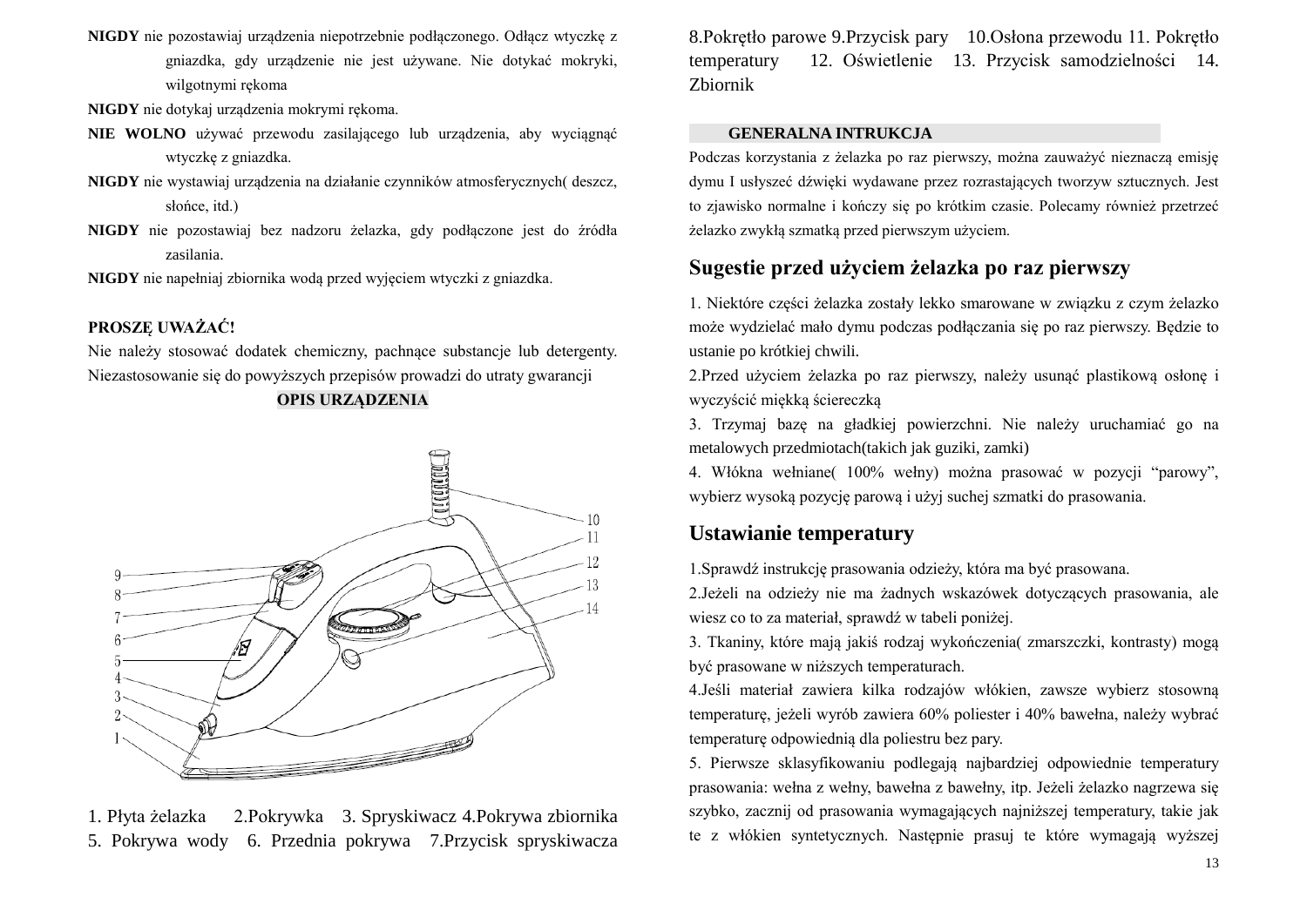**NIGDY** nie pozostawiaj urządzenia niepotrzebnie podłączonego. Odłącz wtyczkę z gniazdka, gdy urządzenie nie jest używane. Nie dotykać mokryki, wilgotnymi rękoma

**NIGDY** nie dotykaj urządzenia mokrymi rękoma.

**NIE WOLNO** używać przewodu zasilającego lub urządzenia, aby wyciągnąć wtyczkę z gniazdka.

**NIGDY** nie wystawiaj urządzenia na działanie czynników atmosferycznych( deszcz, słońce, itd.)

**NIGDY** nie pozostawiaj bez nadzoru żelazka, gdy podłączone jest do źródła zasilania.

**NIGDY** nie napełniaj zbiornika wodą przed wyjęciem wtyczki z gniazdka.

**PROSZĘ UWAŻAĆ!**

Nie należy stosować dodatek chemiczny, pachnące substancje lub detergenty. Niezastosowanie się do powyższych przepisów prowadzi do utraty gwarancji

**OPIS URZĄDZENIA**

1. Płyta żelazka 2.Pokrywka 3. Spryskiwacz 4.Pokrywa zbiornika 5. Pokrywa wody 6. Przednia pokrywa 7.Przycisk spryskiwacza 8.Pokrętło parowe 9.Przycisk pary 10.Osłona przewodu 11. Pokrętło temperatury 12. Oświetlenie 13. Przycisk samodzielności 14. Zbiornik

**GENERALNA INTRUKCJA**

Podczas korzystania z żelazka po raz pierwszy, można zauważyć nieznaczną emisję dymu I usłyszeć dźwięki wydawane przez rozrastających tworzyw sztucznych. Jest to zjawisko normalne i kończy się po krótkim czasie. Polecamy również przetrzeć żelazko zwykłą szmatką przed pierwszym użyciem.

## Sugestie przed użyciem żelazka po raz pierwszy

1. Niektóre części żelazka zostały lekko smarowane w związku z czym żelazko może wydzielać mało dymu podczas podłączania się po raz pierwszy. Będzie to ustanie po krótkiej chwili.

2.Przed użyciem żelazka po raz pierwszy, należy usunąć plastikową osłonę i wyczyścić miękką ściereczką

3. Trzymaj bazę na gładkiej powierzchni. Nie należy uruchamiać go na metalowych przedmiotach(takich jak guziki, zamki)

4. Włókna wełniane( 100% wełny) można prasować w pozycji "parowy", wybierz wysoką pozycję parową i użyj suchej szmatki do prasowania.

## Ustawianie temperatury

1.Sprawdź instrukcję prasowania odzieży, która ma być prasowana.

2.Jeżeli na odzieży nie ma żadnych wskazówek dotyczących prasowania, ale wiesz co to za materiał, sprawdź w tabeli poniżej.

3. Tkaniny, które mają jakiś rodzaj wykończenia( zmarszczki, kontrasty) mogą być prasowane w niższych temperaturach.

4.Jeśli materiał zawiera kilka rodzajów włókien, zawsze wybierz stosowną temperaturę, jeżeli wyrób zawiera 60% poliester i 40% bawełna, należy wybrać temperaturę odpowiednią dla poliestru bez pary.

5. Pierwsze sklasyfikowaniu podlegają najbardziej odpowiednie temperatury prasowania: wełna z wełny, bawełna z bawełny, itp. Jeżeli żelazko nagrzewa się szybko, zacznij od prasowania wymagających najniższej temperatury, takie jak te z włókien syntetycznych. Następnie prasuj te które wymagają wyższej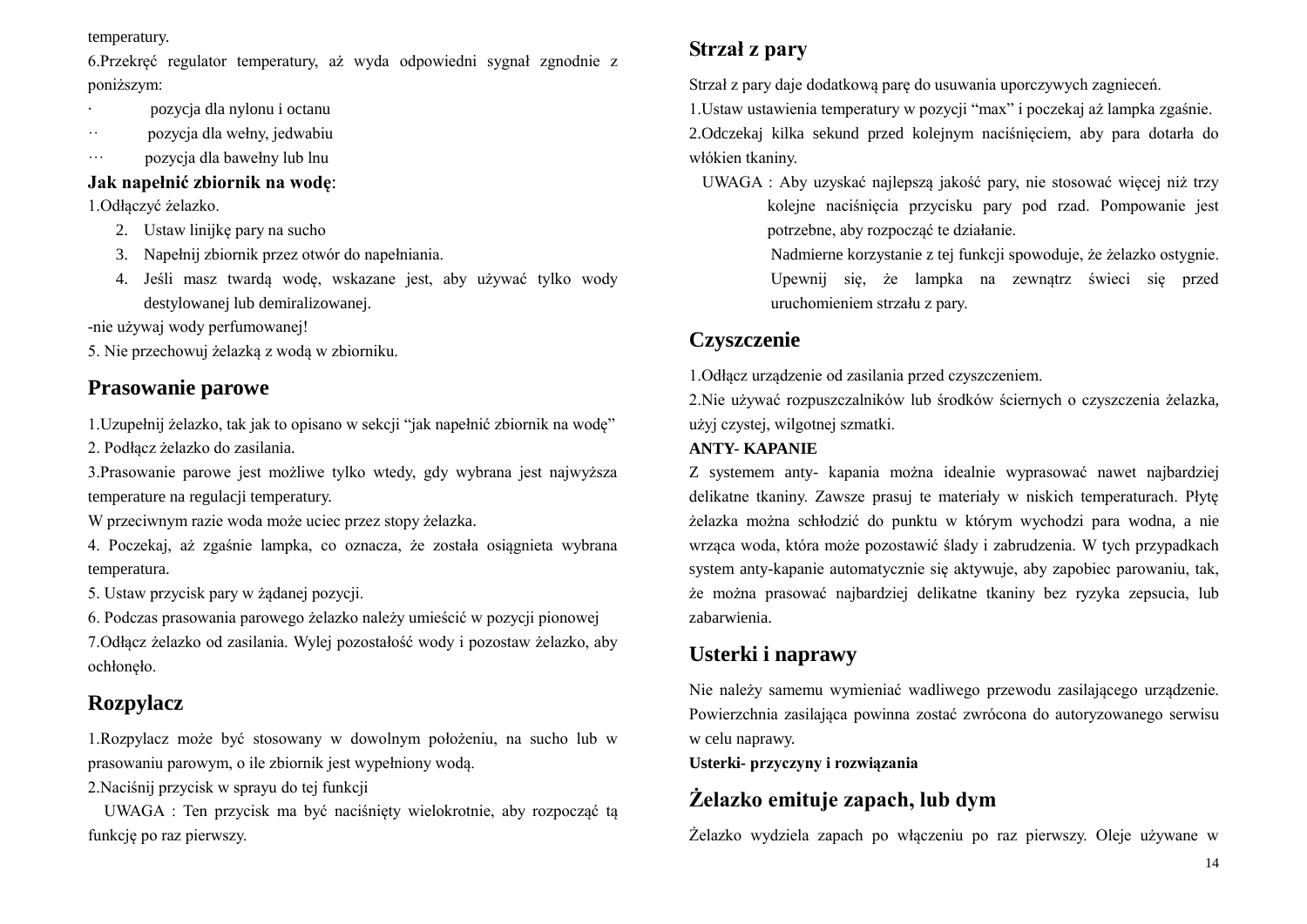temperatury.

6.Przekręć regulator temperatury, aż wyda odpowiedni sygnał zgnodnie z poniższym:

· pozycja dla nylonu i octanu

·· pozycja dla wełny, jedwabiu

··· pozycja dla bawełny lub lnu

**Jak napełnić zbiornik na wodę**:

1.Odłączyć żelazko.

2. Ustaw linijkę pary na sucho
3. Napełnij zbiornik przez otwór do napełniania.
4. Jeśli masz twardą wodę, wskazane jest, aby używać tylko wody destylowanej lub demiralizowanej.

-nie używaj wody perfumowanej!

5. Nie przechowuj żelazką z wodą w zbiorniku.

## Prasowanie parowe

1.Uzupełnij żelazko, tak jak to opisano w sekcji "jak napełnić zbiornik na wodę"

2. Podłącz żelazko do zasilania.

3.Prasowanie parowe jest możliwe tylko wtedy, gdy wybrana jest najwyższa temperature na regulacji temperatury.

W przeciwnym razie woda może uciec przez stopy żelazka.

4. Poczekaj, aż zgaśnie lampka, co oznacza, że została osiągnieta wybrana temperatura.

5. Ustaw przycisk pary w żądanej pozycji.

6. Podczas prasowania parowego żelazko należy umieścić w pozycji pionowej

7.Odłącz żelazko od zasilania. Wylej pozostałość wody i pozostaw żelazko, aby ochłonęło.

## Rozpylacz

1.Rozpylacz może być stosowany w dowolnym położeniu, na sucho lub w prasowaniu parowym, o ile zbiornik jest wypełniony wodą.

2.Naciśnij przycisk w sprayu do tej funkcji

UWAGA : Ten przycisk ma być naciśnięty wielokrotnie, aby rozpocząć tą funkcję po raz pierwszy.

## Strzał z pary

Strzał z pary daje dodatkową parę do usuwania uporczywych zagnieceń.

1.Ustaw ustawienia temperatury w pozycji "max" i poczekaj aż lampka zgaśnie.

2.Odczekaj kilka sekund przed kolejnym naciśnięciem, aby para dotarła do włókien tkaniny.

UWAGA : Aby uzyskać najlepszą jakość pary, nie stosować więcej niż trzy kolejne naciśnięcia przycisku pary pod rząd. Pompowanie jest potrzebne, aby rozpocząć te działanie.

Nadmierne korzystanie z tej funkcji spowoduje, że żelazko ostygnie. Upewnij się, że lampka na zewnątrz świeci się przed uruchomieniem strzału z pary.

## Czyszczenie

1.Odłącz urządzenie od zasilania przed czyszczeniem.

2.Nie używać rozpuszczalników lub środków ściernych o czyszczenia żelazka, użyj czystej, wilgotnej szmatki.

**ANTY- KAPANIE**

Z systemem anty- kapania można idealnie wyprasować nawet najbardziej delikatne tkaniny. Zawsze prasuj te materiały w niskich temperaturach. Płytę żelazka można schłodzić do punktu w którym wychodzi para wodna, a nie wrząca woda, która może pozostawić ślady i zabrudzenia. W tych przypadkach system anty-kapanie automatycznie się aktywuje, aby zapobiec parowaniu, tak, że można prasować najbardziej delikatne tkaniny bez ryzyka zepsucia, lub zabarwienia.

## Usterki i naprawy

Nie należy samemu wymieniać wadliwego przewodu zasilającego urządzenie. Powierzchnia zasilająca powinna zostać zwrócona do autoryzowanego serwisu w celu naprawy.

**Usterki- przyczyny i rozwiązania**

## Żelazko emituje zapach, lub dym

Żelazko wydziela zapach po włączeniu po raz pierwszy. Oleje używane w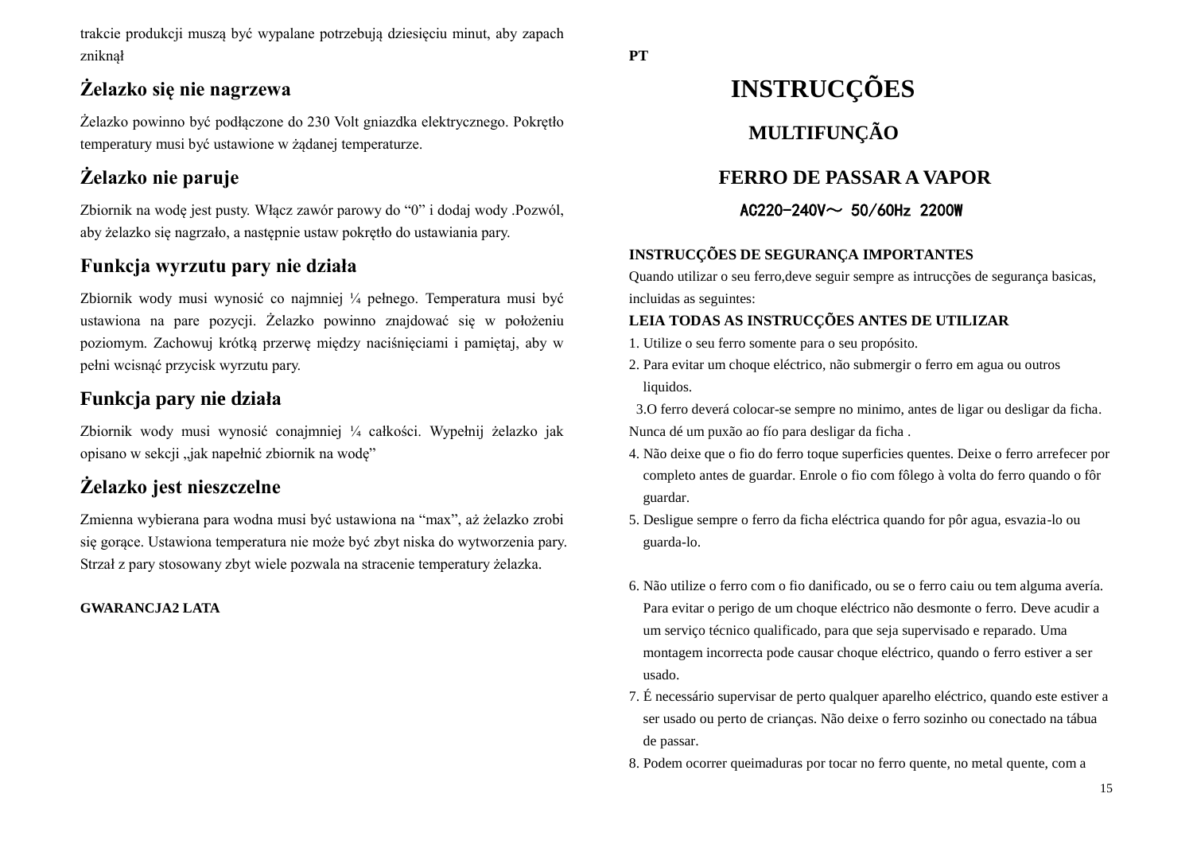trakcie produkcji muszą być wypalane potrzebują dziesięciu minut, aby zapach zniknął

## Żelazko się nie nagrzewa

Żelazko powinno być podłączone do 230 Volt gniazdka elektrycznego. Pokrętło temperatury musi być ustawione w żądanej temperaturze.

## Żelazko nie paruje

Zbiornik na wodę jest pusty. Włącz zawór parowy do “0” i dodaj wody .Pozwól, aby żelazko się nagrzało, a następnie ustaw pokrętło do ustawiania pary.

## Funkcja wyrzutu pary nie działa

Zbiornik wody musi wynosić co najmniej ¼ pełnego. Temperatura musi być ustawiona na pare pozycji. Żelazko powinno znajdować się w położeniu poziomym. Zachowuj krótką przerwę między naciśnięciami i pamiętaj, aby w pełni wcisnąć przycisk wyrzutu pary.

## Funkcja pary nie działa

Zbiornik wody musi wynosić conajmniej ¼ całkości. Wypełnij żelazko jak opisano w sekcji „jak napełnić zbiornik na wodę”

## Żelazko jest nieszczelne

Zmienna wybierana para wodna musi być ustawiona na “max”, aż żelazko zrobi się gorące. Ustawiona temperatura nie może być zbyt niska do wytworzenia pary. Strzał z pary stosowany zbyt wiele pozwala na stracenie temperatury żelazka.

**GWARANCJA2 LATA**

**PT**

# INSTRUCÇÕES

## MULTIFUNÇÃO

## FERRO DE PASSAR A VAPOR

**AC220-240V～ 50/60Hz 2200W**

**INSTRUCÇÕES DE SEGURANÇA IMPORTANTES**

Quando utilizar o seu ferro,deve seguir sempre as intrucções de segurança basicas, incluidas as seguintes:

**LEIA TODAS AS INSTRUCÇÕES ANTES DE UTILIZAR**

1. Utilize o seu ferro somente para o seu propósito.
2. Para evitar um choque eléctrico, não submergir o ferro em agua ou outros liquidos.
3. O ferro deverá colocar-se sempre no minimo, antes de ligar ou desligar da ficha. Nunca dé um puxão ao fío para desligar da ficha .
4. Não deixe que o fio do ferro toque superficies quentes. Deixe o ferro arrefecer por completo antes de guardar. Enrole o fio com fôlego à volta do ferro quando o fôr guardar.
5. Desligue sempre o ferro da ficha eléctrica quando for pôr agua, esvazia-lo ou guarda-lo.
6. Não utilize o ferro com o fio danificado, ou se o ferro caiu ou tem alguma avería. Para evitar o perigo de um choque eléctrico não desmonte o ferro. Deve acudir a um serviço técnico qualificado, para que seja supervisado e reparado. Uma montagem incorrecta pode causar choque eléctrico, quando o ferro estiver a ser usado.
7. É necessário supervisar de perto qualquer aparelho eléctrico, quando este estiver a ser usado ou perto de crianças. Não deixe o ferro sozinho ou conectado na tábua de passar.
8. Podem ocorrer queimaduras por tocar no ferro quente, no metal quente, com a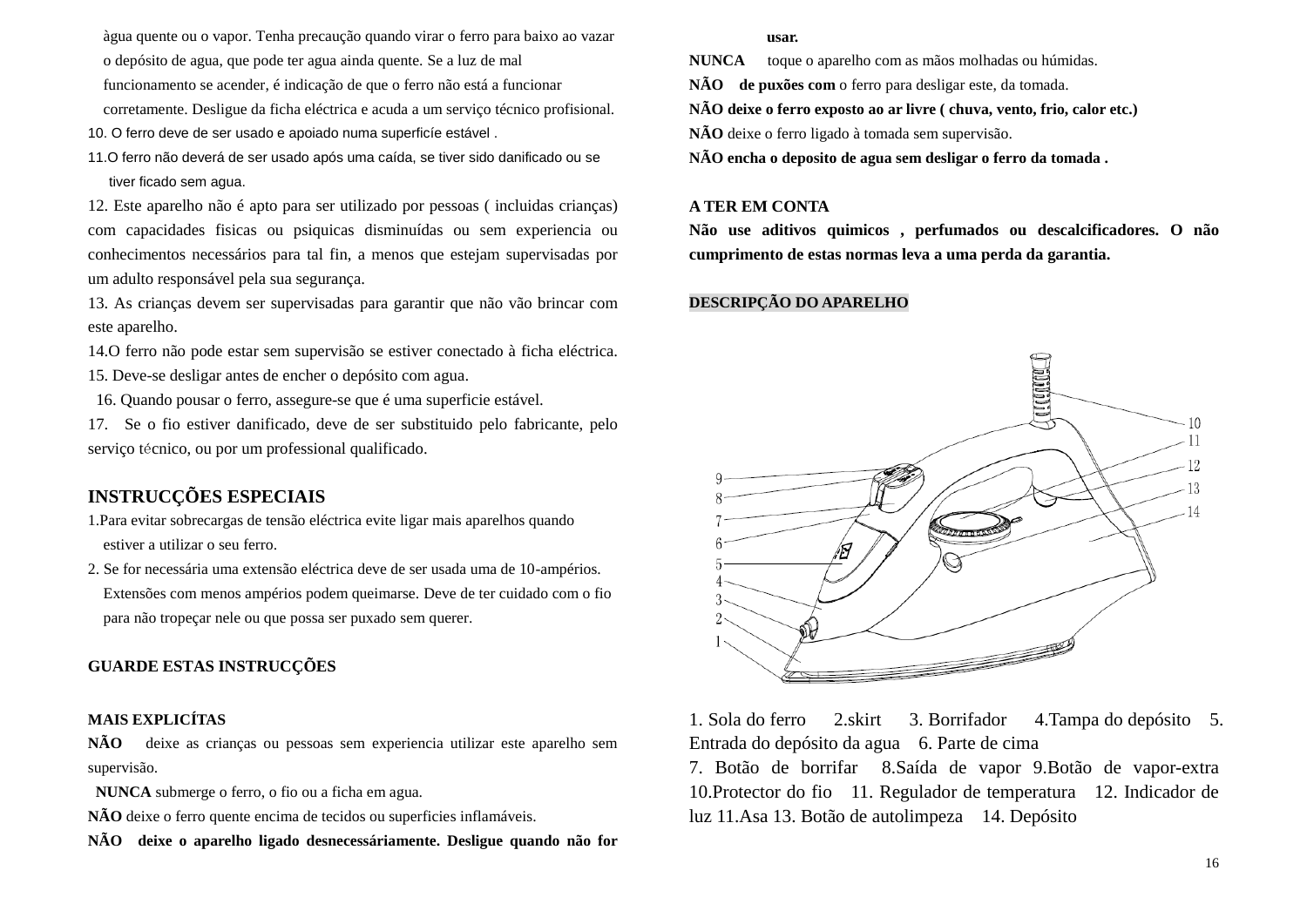àgua quente ou o vapor. Tenha precaução quando virar o ferro para baixo ao vazar o depósito de agua, que pode ter agua ainda quente. Se a luz de mal funcionamento se acender, é indicação de que o ferro não está a funcionar corretamente. Desligue da ficha eléctrica e acuda a um serviço técnico profisional.

10. O ferro deve de ser usado e apoiado numa superfície estável .
11. O ferro não deverá de ser usado após uma caída, se tiver sido danificado ou se tiver ficado sem agua.
12. Este aparelho não é apto para ser utilizado por pessoas ( incluidas crianças) com capacidades fisicas ou psiquicas disminuídas ou sem experiencia ou conhecimentos necessários para tal fin, a menos que estejam supervisadas por um adulto responsável pela sua segurança.
13. As crianças devem ser supervisadas para garantir que não vão brincar com este aparelho.
14. O ferro não pode estar sem supervisão se estiver conectado à ficha eléctrica.
15. Deve-se desligar antes de encher o depósito com agua.
16. Quando pousar o ferro, assegure-se que é uma superficie estável.
17. Se o fio estiver danificado, deve de ser substituido pelo fabricante, pelo serviço técnico, ou por um professional qualificado.

## INSTRUCÇÕES ESPECIAIS

1. Para evitar sobrecargas de tensão eléctrica evite ligar mais aparelhos quando estiver a utilizar o seu ferro.
2. Se for necessária uma extensão eléctrica deve de ser usada uma de 10-ampérios. Extensões com menos ampérios podem queimarse. Deve de ter cuidado com o fio para não tropeçar nele ou que possa ser puxado sem querer.

## GUARDE ESTAS INSTRUCÇÕES

### MAIS EXPLICÍTAS

**NÃO** deixe as crianças ou pessoas sem experiencia utilizar este aparelho sem supervisão.

**NUNCA** submerge o ferro, o fio ou a ficha em agua.

**NÃO** deixe o ferro quente encima de tecidos ou superficies inflamáveis.

**NÃO deixe o aparelho ligado desnecessáriamente. Desligue quando não for usar.**

**NUNCA** toque o aparelho com as mãos molhadas ou húmidas.

**NÃO de puxões com** o ferro para desligar este, da tomada.

**NÃO deixe o ferro exposto ao ar livre ( chuva, vento, frio, calor etc.)**

**NÃO** deixe o ferro ligado à tomada sem supervisão.

**NÃO encha o deposito de agua sem desligar o ferro da tomada .**

**A TER EM CONTA**

**Não use aditivos quimicos , perfumados ou descalcificadores. O não cumprimento de estas normas leva a uma perda da garantia.**

**DESCRIPÇÃO DO APARELHO**

1. Sola do ferro 2.skirt 3. Borrifador 4.Tampa do depósito 5. Entrada do depósito da agua 6. Parte de cima
7. Botão de borrifar 8.Saída de vapor 9.Botão de vapor-extra 10.Protector do fio 11. Regulador de temperatura 12. Indicador de luz 11.Asa 13. Botão de autolimpeza 14. Depósito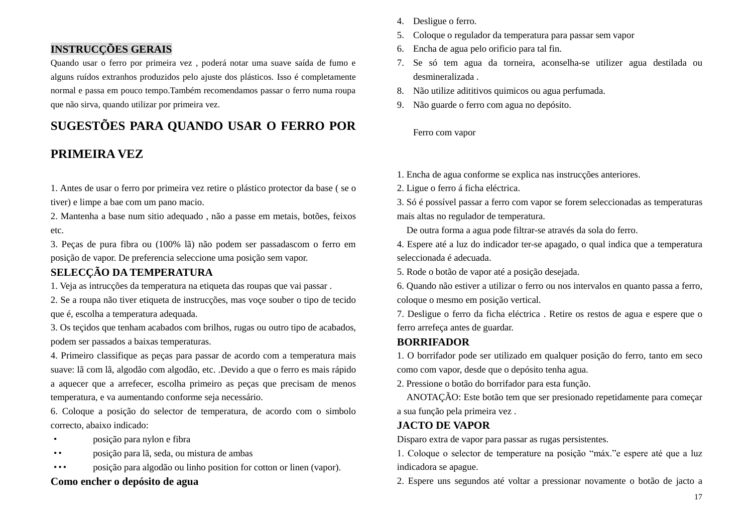## INSTRUCÇÕES GERAIS

Quando usar o ferro por primeira vez , poderá notar uma suave saída de fumo e alguns ruídos extranhos produzidos pelo ajuste dos plásticos. Isso é completamente normal e passa em pouco tempo.Também recomendamos passar o ferro numa roupa que não sirva, quando utilizar por primeira vez.

## SUGESTÕES PARA QUANDO USAR O FERRO POR PRIMEIRA VEZ

1. Antes de usar o ferro por primeira vez retire o plástico protector da base ( se o tiver) e limpe a bae com um pano macio.
2. Mantenha a base num sitio adequado , não a passe em metais, botões, feixos etc.
3. Peças de pura fibra ou (100% lã) não podem ser passadascom o ferro em posição de vapor. De preferencia seleccione uma posição sem vapor.

## SELECÇÃO DA TEMPERATURA

1. Veja as intrucções da temperatura na etiqueta das roupas que vai passar .
2. Se a roupa não tiver etiqueta de instrucções, mas voçe souber o tipo de tecido que é, escolha a temperatura adequada.
3. Os teçidos que tenham acabados com brilhos, rugas ou outro tipo de acabados, podem ser passados a baixas temperaturas.
4. Primeiro classifique as peças para passar de acordo com a temperatura mais suave: lã com lã, algodão com algodão, etc. .Devido a que o ferro es mais rápido a aquecer que a arrefecer, escolha primeiro as peças que precisam de menos temperatura, e va aumentando conforme seja necessário.
6. Coloque a posição do selector de temperatura, de acordo com o simbolo correcto, abaixo indicado:

- • posição para nylon e fibra
- •• posição para lã, seda, ou mistura de ambas
- ••• posição para algodão ou linho position for cotton or linen (vapor).

## Como encher o depósito de agua

4. Desligue o ferro.
5. Coloque o regulador da temperatura para passar sem vapor
6. Encha de agua pelo orificio para tal fin.
7. Se só tem agua da torneira, aconselha-se utilizer agua destilada ou desmineralizada .
8. Não utilize adititivos quimicos ou agua perfumada.
9. Não guarde o ferro com agua no depósito.

Ferro com vapor

1. Encha de agua conforme se explica nas instrucções anteriores.
2. Ligue o ferro á ficha eléctrica.
3. Só é possível passar a ferro com vapor se forem seleccionadas as temperaturas mais altas no regulador de temperatura.
   De outra forma a agua pode filtrar-se através da sola do ferro.
4. Espere até a luz do indicador ter-se apagado, o qual indica que a temperatura seleccionada é adecuada.
5. Rode o botão de vapor até a posição desejada.
6. Quando não estiver a utilizar o ferro ou nos intervalos en quanto passa a ferro, coloque o mesmo en posição vertical.
7. Desligue o ferro da ficha eléctrica . Retire os restos de agua e espere que o ferro arrefeça antes de guardar.

## BORRIFADOR

1. O borrifador pode ser utilizado em qualquer posição do ferro, tanto em seco como com vapor, desde que o depósito tenha agua.
2. Pressione o botão do borrifador para esta função.
   ANOTAÇÃO: Este botão tem que ser presionado repetidamente para começar a sua função pela primeira vez .

## JACTO DE VAPOR

Disparo extra de vapor para passar as rugas persistentes.

1. Coloque o selector de temperature na posição “máx.”e espere até que a luz indicadora se apague.
2. Espere uns segundos até voltar a pressionar novamente o botão de jacto a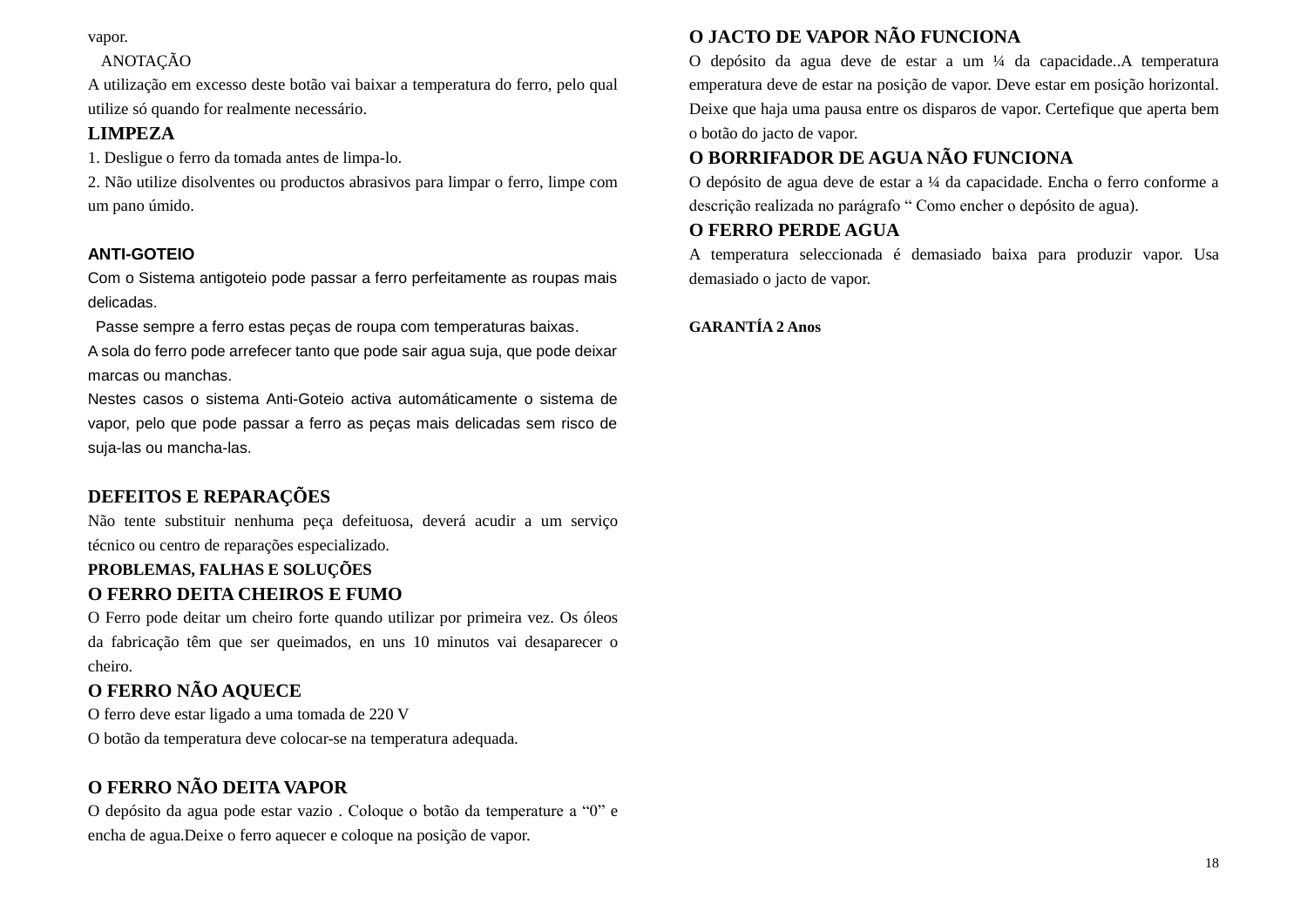vapor.

ANOTAÇÃO

A utilização em excesso deste botão vai baixar a temperatura do ferro, pelo qual utilize só quando for realmente necessário.

## LIMPEZA

1. Desligue o ferro da tomada antes de limpa-lo.
2. Não utilize disolventes ou productos abrasivos para limpar o ferro, limpe com um pano úmido.

## ANTI-GOTEIO

Com o Sistema antigoteio pode passar a ferro perfeitamente as roupas mais delicadas.

Passe sempre a ferro estas peças de roupa com temperaturas baixas.

A sola do ferro pode arrefecer tanto que pode sair agua suja, que pode deixar marcas ou manchas.

Nestes casos o sistema Anti-Goteio activa automáticamente o sistema de vapor, pelo que pode passar a ferro as peças mais delicadas sem risco de suja-las ou mancha-las.

## DEFEITOS E REPARAÇÕES

Não tente substituir nenhuma peça defeituosa, deverá acudir a um serviço técnico ou centro de reparações especializado.

## PROBLEMAS, FALHAS E SOLUÇÕES

### O FERRO DEITA CHEIROS E FUMO

O Ferro pode deitar um cheiro forte quando utilizar por primeira vez. Os óleos da fabricação têm que ser queimados, en uns 10 minutos vai desaparecer o cheiro.

### O FERRO NÃO AQUECE

O ferro deve estar ligado a uma tomada de 220 V

O botão da temperatura deve colocar-se na temperatura adequada.

### O FERRO NÃO DEITA VAPOR

O depósito da agua pode estar vazio . Coloque o botão da temperature a “0” e encha de agua.Deixe o ferro aquecer e coloque na posição de vapor.

### O JACTO DE VAPOR NÃO FUNCIONA

O depósito da agua deve de estar a um ¼ da capacidade..A temperatura emperatura deve de estar na posição de vapor. Deve estar em posição horizontal. Deixe que haja uma pausa entre os disparos de vapor. Certefique que aperta bem o botão do jacto de vapor.

### O BORRIFADOR DE AGUA NÃO FUNCIONA

O depósito de agua deve de estar a ¼ da capacidade. Encha o ferro conforme a descrição realizada no parágrafo “ Como encher o depósito de agua).

### O FERRO PERDE AGUA

A temperatura seleccionada é demasiado baixa para produzir vapor. Usa demasiado o jacto de vapor.

**GARANTÍA 2 Anos**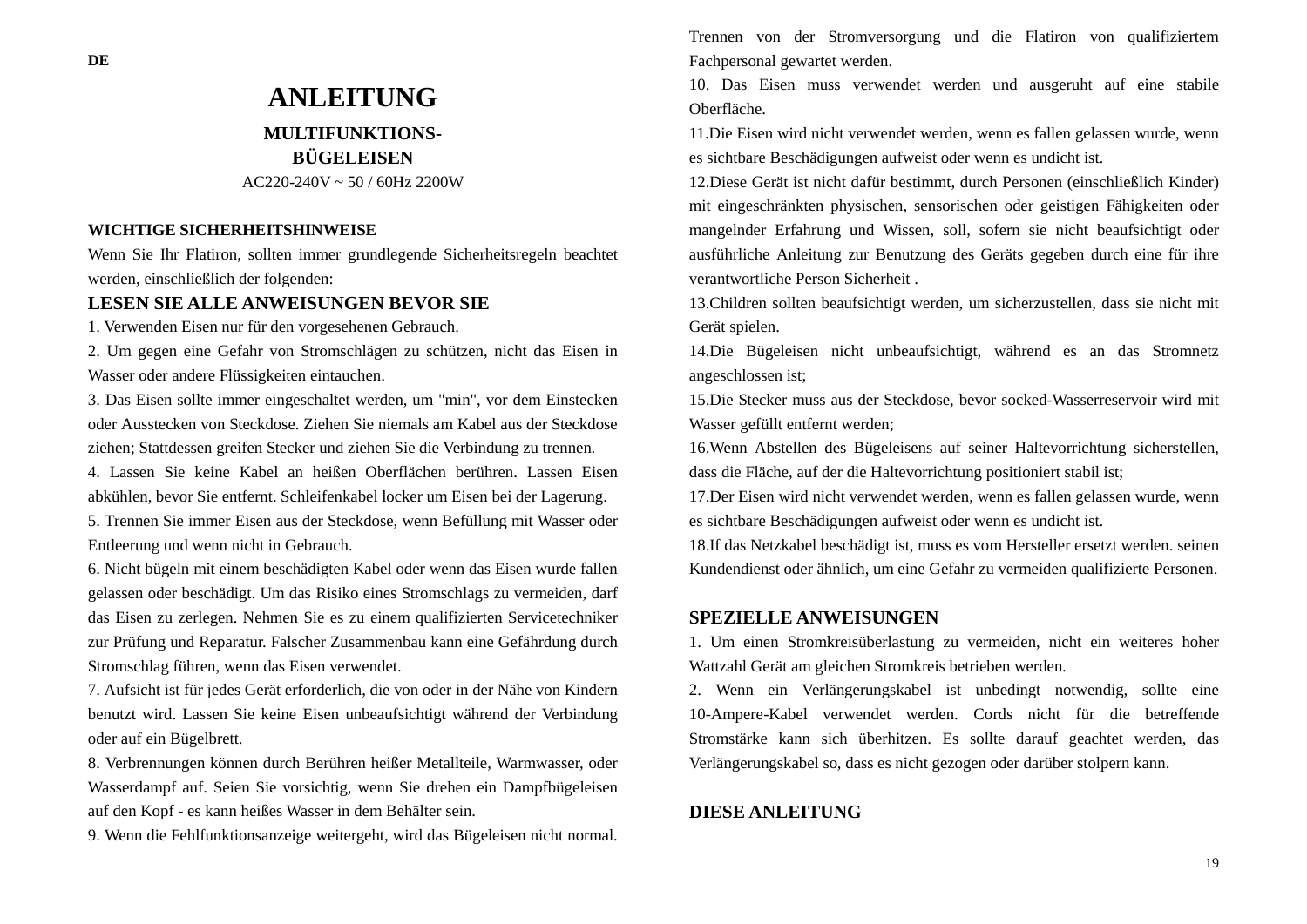DE

# ANLEITUNG

## MULTIFUNKTIONS-BÜGELEISEN

AC220-240V ~ 50 / 60Hz 2200W

**WICHTIGE SICHERHEITSHINWEISE**

Wenn Sie Ihr Flatiron, sollten immer grundlegende Sicherheitsregeln beachtet werden, einschließlich der folgenden:

### LESEN SIE ALLE ANWEISUNGEN BEVOR SIE

1. Verwenden Eisen nur für den vorgesehenen Gebrauch.
2. Um gegen eine Gefahr von Stromschlägen zu schützen, nicht das Eisen in Wasser oder andere Flüssigkeiten eintauchen.
3. Das Eisen sollte immer eingeschaltet werden, um "min", vor dem Einstecken oder Ausstecken von Steckdose. Ziehen Sie niemals am Kabel aus der Steckdose ziehen; Stattdessen greifen Stecker und ziehen Sie die Verbindung zu trennen.
4. Lassen Sie keine Kabel an heißen Oberflächen berühren. Lassen Eisen abkühlen, bevor Sie entfernt. Schleifenkabel locker um Eisen bei der Lagerung.
5. Trennen Sie immer Eisen aus der Steckdose, wenn Befüllung mit Wasser oder Entleerung und wenn nicht in Gebrauch.
6. Nicht bügeln mit einem beschädigten Kabel oder wenn das Eisen wurde fallen gelassen oder beschädigt. Um das Risiko eines Stromschlags zu vermeiden, darf das Eisen zu zerlegen. Nehmen Sie es zu einem qualifizierten Servicetechniker zur Prüfung und Reparatur. Falscher Zusammenbau kann eine Gefährdung durch Stromschlag führen, wenn das Eisen verwendet.
7. Aufsicht ist für jedes Gerät erforderlich, die von oder in der Nähe von Kindern benutzt wird. Lassen Sie keine Eisen unbeaufsichtigt während der Verbindung oder auf ein Bügelbrett.
8. Verbrennungen können durch Berühren heißer Metallteile, Warmwasser, oder Wasserdampf auf. Seien Sie vorsichtig, wenn Sie drehen ein Dampfbügeleisen auf den Kopf - es kann heißes Wasser in dem Behälter sein.
9. Wenn die Fehlfunktionsanzeige weitergeht, wird das Bügeleisen nicht normal. Trennen von der Stromversorgung und die Flatiron von qualifiziertem Fachpersonal gewartet werden.
10. Das Eisen muss verwendet werden und ausgeruht auf eine stabile Oberfläche.
11.Die Eisen wird nicht verwendet werden, wenn es fallen gelassen wurde, wenn es sichtbare Beschädigungen aufweist oder wenn es undicht ist.
12.Diese Gerät ist nicht dafür bestimmt, durch Personen (einschließlich Kinder) mit eingeschränkten physischen, sensorischen oder geistigen Fähigkeiten oder mangelnder Erfahrung und Wissen, soll, sofern sie nicht beaufsichtigt oder ausführliche Anleitung zur Benutzung des Geräts gegeben durch eine für ihre verantwortliche Person Sicherheit .
13.Children sollten beaufsichtigt werden, um sicherzustellen, dass sie nicht mit Gerät spielen.
14.Die Bügeleisen nicht unbeaufsichtigt, während es an das Stromnetz angeschlossen ist;
15.Die Stecker muss aus der Steckdose, bevor socked-Wasserreservoir wird mit Wasser gefüllt entfernt werden;
16.Wenn Abstellen des Bügeleisens auf seiner Haltevorrichtung sicherstellen, dass die Fläche, auf der die Haltevorrichtung positioniert stabil ist;
17.Der Eisen wird nicht verwendet werden, wenn es fallen gelassen wurde, wenn es sichtbare Beschädigungen aufweist oder wenn es undicht ist.
18.If das Netzkabel beschädigt ist, muss es vom Hersteller ersetzt werden. seinen Kundendienst oder ähnlich, um eine Gefahr zu vermeiden qualifizierte Personen.

### SPEZIELLE ANWEISUNGEN

1. Um einen Stromkreisüberlastung zu vermeiden, nicht ein weiteres hoher Wattzahl Gerät am gleichen Stromkreis betrieben werden.
2. Wenn ein Verlängerungskabel ist unbedingt notwendig, sollte eine 10-Ampere-Kabel verwendet werden. Cords nicht für die betreffende Stromstärke kann sich überhitzen. Es sollte darauf geachtet werden, das Verlängerungskabel so, dass es nicht gezogen oder darüber stolpern kann.

### DIESE ANLEITUNG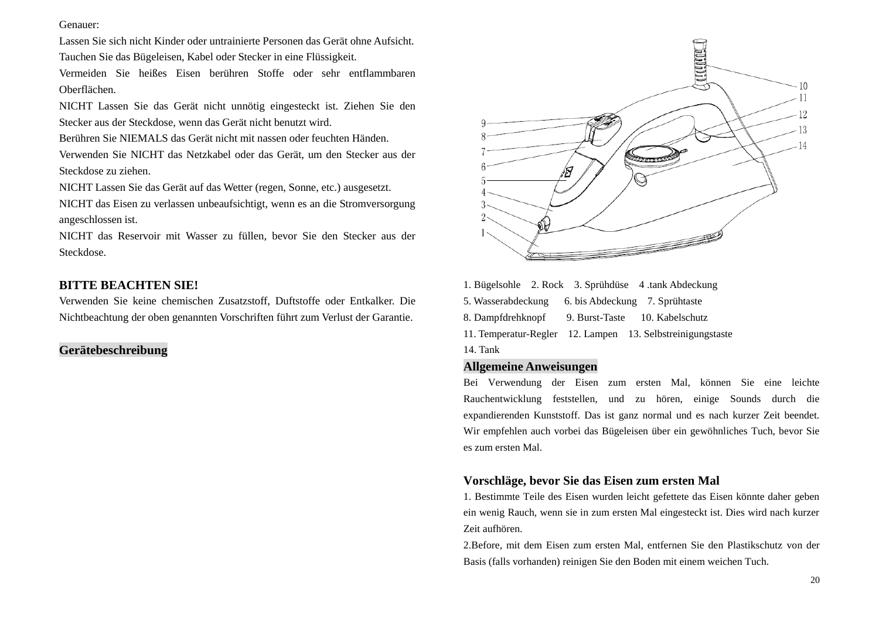Genauer:

Lassen Sie sich nicht Kinder oder untrainierte Personen das Gerät ohne Aufsicht.

Tauchen Sie das Bügeleisen, Kabel oder Stecker in eine Flüssigkeit.

Vermeiden Sie heißes Eisen berühren Stoffe oder sehr entflammbaren Oberflächen.

NICHT Lassen Sie das Gerät nicht unnötig eingesteckt ist. Ziehen Sie den Stecker aus der Steckdose, wenn das Gerät nicht benutzt wird.

Berühren Sie NIEMALS das Gerät nicht mit nassen oder feuchten Händen.

Verwenden Sie NICHT das Netzkabel oder das Gerät, um den Stecker aus der Steckdose zu ziehen.

NICHT Lassen Sie das Gerät auf das Wetter (regen, Sonne, etc.) ausgesetzt.

NICHT das Eisen zu verlassen unbeaufsichtigt, wenn es an die Stromversorgung angeschlossen ist.

NICHT das Reservoir mit Wasser zu füllen, bevor Sie den Stecker aus der Steckdose.

**BITTE BEACHTEN SIE!**

Verwenden Sie keine chemischen Zusatzstoff, Duftstoffe oder Entkalker. Die Nichtbeachtung der oben genannten Vorschriften führt zum Verlust der Garantie.

## Gerätebeschreibung

1. Bügelsohle 2. Rock 3. Sprühdüse 4 .tank Abdeckung
5. Wasserabdeckung 6. bis Abdeckung 7. Sprühtaste
8. Dampfdrehknopf 9. Burst-Taste 10. Kabelschutz
11. Temperatur-Regler 12. Lampen 13. Selbstreinigungstaste
14. Tank

## Allgemeine Anweisungen

Bei Verwendung der Eisen zum ersten Mal, können Sie eine leichte Rauchentwicklung feststellen, und zu hören, einige Sounds durch die expandierenden Kunststoff. Das ist ganz normal und es nach kurzer Zeit beendet. Wir empfehlen auch vorbei das Bügeleisen über ein gewöhnliches Tuch, bevor Sie es zum ersten Mal.

### Vorschläge, bevor Sie das Eisen zum ersten Mal

1. Bestimmte Teile des Eisen wurden leicht gefettete das Eisen könnte daher geben ein wenig Rauch, wenn sie in zum ersten Mal eingesteckt ist. Dies wird nach kurzer Zeit aufhören.

2.Before, mit dem Eisen zum ersten Mal, entfernen Sie den Plastikschutz von der Basis (falls vorhanden) reinigen Sie den Boden mit einem weichen Tuch.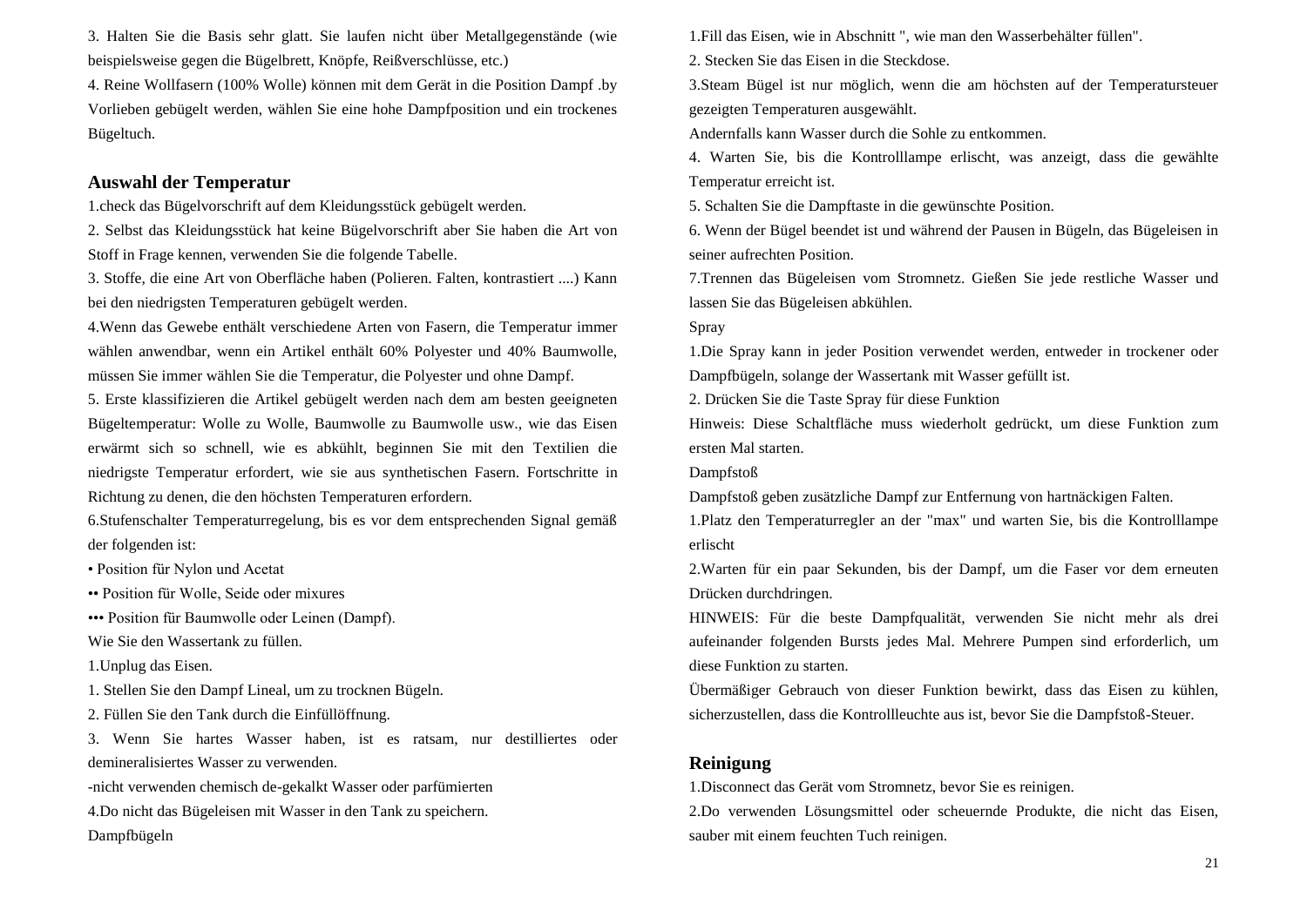3. Halten Sie die Basis sehr glatt. Sie laufen nicht über Metallgegenstände (wie beispielsweise gegen die Bügelbrett, Knöpfe, Reißverschlüsse, etc.)

4. Reine Wollfasern (100% Wolle) können mit dem Gerät in die Position Dampf .by Vorlieben gebügelt werden, wählen Sie eine hohe Dampfposition und ein trockenes Bügeltuch.

## Auswahl der Temperatur

1.check das Bügelvorschrift auf dem Kleidungsstück gebügelt werden.

2. Selbst das Kleidungsstück hat keine Bügelvorschrift aber Sie haben die Art von Stoff in Frage kennen, verwenden Sie die folgende Tabelle.

3. Stoffe, die eine Art von Oberfläche haben (Polieren. Falten, kontrastiert ....) Kann bei den niedrigsten Temperaturen gebügelt werden.

4.Wenn das Gewebe enthält verschiedene Arten von Fasern, die Temperatur immer wählen anwendbar, wenn ein Artikel enthält 60% Polyester und 40% Baumwolle, müssen Sie immer wählen Sie die Temperatur, die Polyester und ohne Dampf.

5. Erste klassifizieren die Artikel gebügelt werden nach dem am besten geeigneten Bügeltemperatur: Wolle zu Wolle, Baumwolle zu Baumwolle usw., wie das Eisen erwärmt sich so schnell, wie es abkühlt, beginnen Sie mit den Textilien die niedrigste Temperatur erfordert, wie sie aus synthetischen Fasern. Fortschritte in Richtung zu denen, die den höchsten Temperaturen erfordern.

6.Stufenschalter Temperaturregelung, bis es vor dem entsprechenden Signal gemäß der folgenden ist:

• Position für Nylon und Acetat

•• Position für Wolle, Seide oder mixures

••• Position für Baumwolle oder Leinen (Dampf).

Wie Sie den Wassertank zu füllen.

1.Unplug das Eisen.

1. Stellen Sie den Dampf Lineal, um zu trocknen Bügeln.

2. Füllen Sie den Tank durch die Einfüllöffnung.

3. Wenn Sie hartes Wasser haben, ist es ratsam, nur destilliertes oder demineralisiertes Wasser zu verwenden.

-nicht verwenden chemisch de-gekalkt Wasser oder parfümierten

4.Do nicht das Bügeleisen mit Wasser in den Tank zu speichern.

Dampfbügeln

1.Fill das Eisen, wie in Abschnitt ", wie man den Wasserbehälter füllen".

2. Stecken Sie das Eisen in die Steckdose.

3.Steam Bügel ist nur möglich, wenn die am höchsten auf der Temperatursteuer gezeigten Temperaturen ausgewählt.

Andernfalls kann Wasser durch die Sohle zu entkommen.

4. Warten Sie, bis die Kontrolllampe erlischt, was anzeigt, dass die gewählte Temperatur erreicht ist.

5. Schalten Sie die Dampftaste in die gewünschte Position.

6. Wenn der Bügel beendet ist und während der Pausen in Bügeln, das Bügeleisen in seiner aufrechten Position.

7.Trennen das Bügeleisen vom Stromnetz. Gießen Sie jede restliche Wasser und lassen Sie das Bügeleisen abkühlen.

Spray

1.Die Spray kann in jeder Position verwendet werden, entweder in trockener oder Dampfbügeln, solange der Wassertank mit Wasser gefüllt ist.

2. Drücken Sie die Taste Spray für diese Funktion

Hinweis: Diese Schaltfläche muss wiederholt gedrückt, um diese Funktion zum ersten Mal starten.

Dampfstoß

Dampfstoß geben zusätzliche Dampf zur Entfernung von hartnäckigen Falten.

1.Platz den Temperaturregler an der "max" und warten Sie, bis die Kontrolllampe erlischt

2.Warten für ein paar Sekunden, bis der Dampf, um die Faser vor dem erneuten Drücken durchdringen.

HINWEIS: Für die beste Dampfqualität, verwenden Sie nicht mehr als drei aufeinander folgenden Bursts jedes Mal. Mehrere Pumpen sind erforderlich, um diese Funktion zu starten.

Übermäßiger Gebrauch von dieser Funktion bewirkt, dass das Eisen zu kühlen, sicherzustellen, dass die Kontrollleuchte aus ist, bevor Sie die Dampfstoß-Steuer.

## Reinigung

1.Disconnect das Gerät vom Stromnetz, bevor Sie es reinigen.

2.Do verwenden Lösungsmittel oder scheuernde Produkte, die nicht das Eisen, sauber mit einem feuchten Tuch reinigen.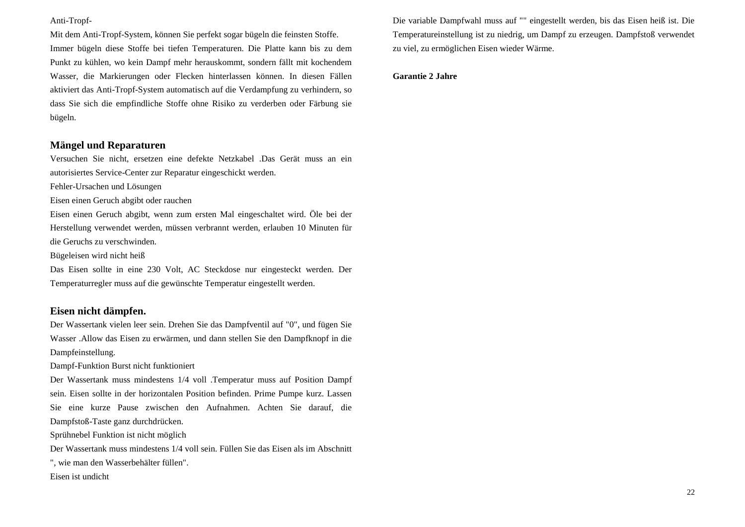Anti-Tropf-

Mit dem Anti-Tropf-System, können Sie perfekt sogar bügeln die feinsten Stoffe.

Immer bügeln diese Stoffe bei tiefen Temperaturen. Die Platte kann bis zu dem Punkt zu kühlen, wo kein Dampf mehr herauskommt, sondern fällt mit kochendem Wasser, die Markierungen oder Flecken hinterlassen können. In diesen Fällen aktiviert das Anti-Tropf-System automatisch auf die Verdampfung zu verhindern, so dass Sie sich die empfindliche Stoffe ohne Risiko zu verderben oder Färbung sie bügeln.

## Mängel und Reparaturen

Versuchen Sie nicht, ersetzen eine defekte Netzkabel .Das Gerät muss an ein autorisiertes Service-Center zur Reparatur eingeschickt werden.

Fehler-Ursachen und Lösungen

Eisen einen Geruch abgibt oder rauchen

Eisen einen Geruch abgibt, wenn zum ersten Mal eingeschaltet wird. Öle bei der Herstellung verwendet werden, müssen verbrannt werden, erlauben 10 Minuten für die Geruchs zu verschwinden.

Bügeleisen wird nicht heiß

Das Eisen sollte in eine 230 Volt, AC Steckdose nur eingesteckt werden. Der Temperaturregler muss auf die gewünschte Temperatur eingestellt werden.

## Eisen nicht dämpfen.

Der Wassertank vielen leer sein. Drehen Sie das Dampfventil auf "0", und fügen Sie Wasser .Allow das Eisen zu erwärmen, und dann stellen Sie den Dampfknopf in die Dampfeinstellung.

Dampf-Funktion Burst nicht funktioniert

Der Wassertank muss mindestens 1/4 voll .Temperatur muss auf Position Dampf sein. Eisen sollte in der horizontalen Position befinden. Prime Pumpe kurz. Lassen Sie eine kurze Pause zwischen den Aufnahmen. Achten Sie darauf, die Dampfstoß-Taste ganz durchdrücken.

Sprühnebel Funktion ist nicht möglich

Der Wassertank muss mindestens 1/4 voll sein. Füllen Sie das Eisen als im Abschnitt ", wie man den Wasserbehälter füllen".

Eisen ist undicht

Die variable Dampfwahl muss auf "" eingestellt werden, bis das Eisen heiß ist. Die Temperatureinstellung ist zu niedrig, um Dampf zu erzeugen. Dampfstoß verwendet zu viel, zu ermöglichen Eisen wieder Wärme.

**Garantie 2 Jahre**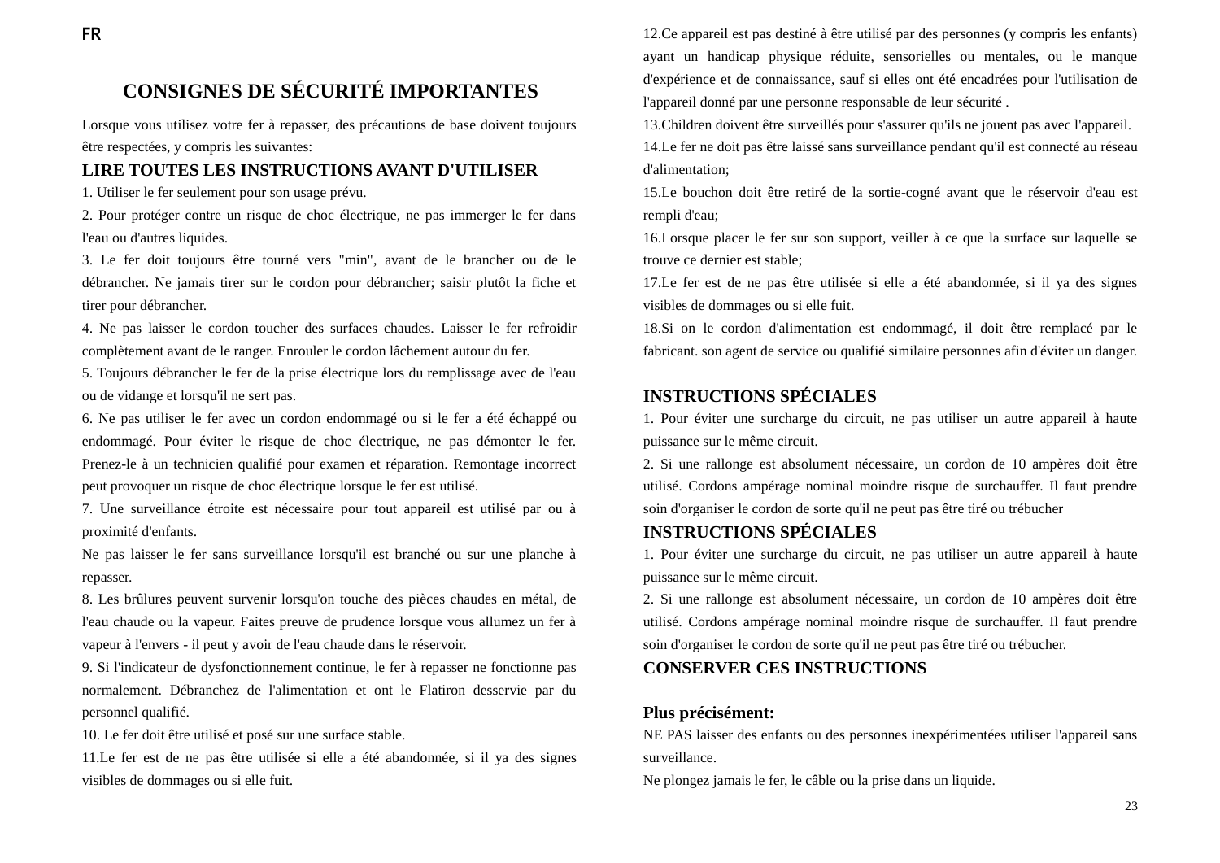FR

# CONSIGNES DE SÉCURITÉ IMPORTANTES

Lorsque vous utilisez votre fer à repasser, des précautions de base doivent toujours être respectées, y compris les suivantes:

## LIRE TOUTES LES INSTRUCTIONS AVANT D'UTILISER

1. Utiliser le fer seulement pour son usage prévu.
2. Pour protéger contre un risque de choc électrique, ne pas immerger le fer dans l'eau ou d'autres liquides.
3. Le fer doit toujours être tourné vers "min", avant de le brancher ou de le débrancher. Ne jamais tirer sur le cordon pour débrancher; saisir plutôt la fiche et tirer pour débrancher.
4. Ne pas laisser le cordon toucher des surfaces chaudes. Laisser le fer refroidir complètement avant de le ranger. Enrouler le cordon lâchement autour du fer.
5. Toujours débrancher le fer de la prise électrique lors du remplissage avec de l'eau ou de vidange et lorsqu'il ne sert pas.
6. Ne pas utiliser le fer avec un cordon endommagé ou si le fer a été échappé ou endommagé. Pour éviter le risque de choc électrique, ne pas démonter le fer. Prenez-le à un technicien qualifié pour examen et réparation. Remontage incorrect peut provoquer un risque de choc électrique lorsque le fer est utilisé.
7. Une surveillance étroite est nécessaire pour tout appareil est utilisé par ou à proximité d'enfants.

Ne pas laisser le fer sans surveillance lorsqu'il est branché ou sur une planche à repasser.

8. Les brûlures peuvent survenir lorsqu'on touche des pièces chaudes en métal, de l'eau chaude ou la vapeur. Faites preuve de prudence lorsque vous allumez un fer à vapeur à l'envers - il peut y avoir de l'eau chaude dans le réservoir.
9. Si l'indicateur de dysfonctionnement continue, le fer à repasser ne fonctionne pas normalement. Débranchez de l'alimentation et ont le Flatiron desservie par du personnel qualifié.
10. Le fer doit être utilisé et posé sur une surface stable.
11. Le fer est de ne pas être utilisée si elle a été abandonnée, si il ya des signes visibles de dommages ou si elle fuit.
12. Ce appareil est pas destiné à être utilisé par des personnes (y compris les enfants) ayant un handicap physique réduite, sensorielles ou mentales, ou le manque d'expérience et de connaissance, sauf si elles ont été encadrées pour l'utilisation de l'appareil donné par une personne responsable de leur sécurité .
13. Children doivent être surveillés pour s'assurer qu'ils ne jouent pas avec l'appareil.
14. Le fer ne doit pas être laissé sans surveillance pendant qu'il est connecté au réseau d'alimentation;
15. Le bouchon doit être retiré de la sortie-cogné avant que le réservoir d'eau est rempli d'eau;
16. Lorsque placer le fer sur son support, veiller à ce que la surface sur laquelle se trouve ce dernier est stable;
17. Le fer est de ne pas être utilisée si elle a été abandonnée, si il ya des signes visibles de dommages ou si elle fuit.
18. Si on le cordon d'alimentation est endommagé, il doit être remplacé par le fabricant. son agent de service ou qualifié similaire personnes afin d'éviter un danger.

## INSTRUCTIONS SPÉCIALES

1. Pour éviter une surcharge du circuit, ne pas utiliser un autre appareil à haute puissance sur le même circuit.
2. Si une rallonge est absolument nécessaire, un cordon de 10 ampères doit être utilisé. Cordons ampérage nominal moindre risque de surchauffer. Il faut prendre soin d'organiser le cordon de sorte qu'il ne peut pas être tiré ou trébucher

## INSTRUCTIONS SPÉCIALES

1. Pour éviter une surcharge du circuit, ne pas utiliser un autre appareil à haute puissance sur le même circuit.
2. Si une rallonge est absolument nécessaire, un cordon de 10 ampères doit être utilisé. Cordons ampérage nominal moindre risque de surchauffer. Il faut prendre soin d'organiser le cordon de sorte qu'il ne peut pas être tiré ou trébucher.

## CONSERVER CES INSTRUCTIONS

**Plus précisément:**

NE PAS laisser des enfants ou des personnes inexpérimentées utiliser l'appareil sans surveillance.

Ne plongez jamais le fer, le câble ou la prise dans un liquide.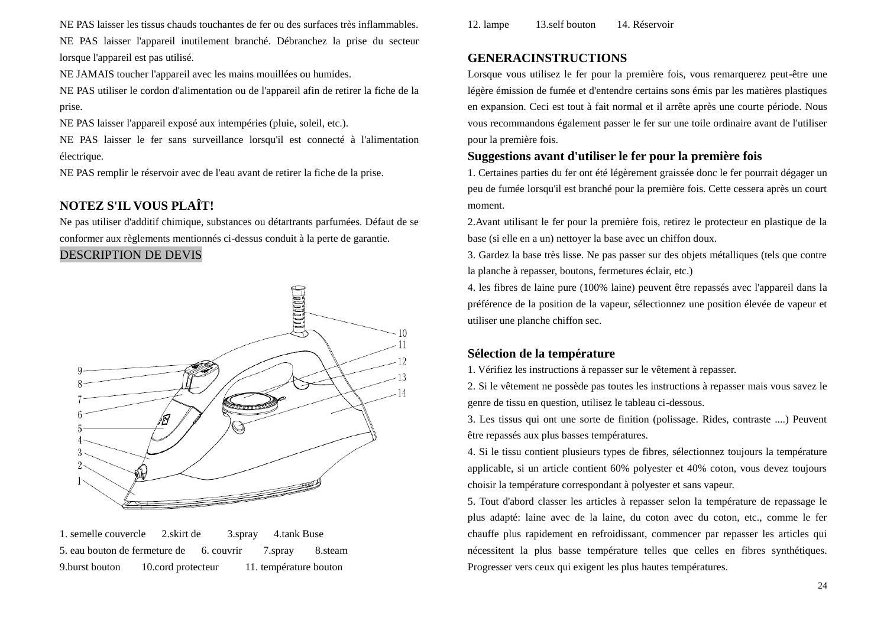NE PAS laisser les tissus chauds touchantes de fer ou des surfaces très inflammables.
NE PAS laisser l'appareil inutilement branché. Débranchez la prise du secteur lorsque l'appareil est pas utilisé.
NE JAMAIS toucher l'appareil avec les mains mouillées ou humides.
NE PAS utiliser le cordon d'alimentation ou de l'appareil afin de retirer la fiche de la prise.
NE PAS laisser l'appareil exposé aux intempéries (pluie, soleil, etc.).
NE PAS laisser le fer sans surveillance lorsqu'il est connecté à l'alimentation électrique.
NE PAS remplir le réservoir avec de l'eau avant de retirer la fiche de la prise.

## NOTEZ S'IL VOUS PLAÎT!

Ne pas utiliser d'additif chimique, substances ou détartrants parfumées. Défaut de se conformer aux règlements mentionnés ci-dessus conduit à la perte de garantie.

## DESCRIPTION DE DEVIS

1. semelle couvercle 2.skirt de 3.spray 4.tank Buse
5. eau bouton de fermeture de 6. couvrir 7.spray 8.steam
9.burst bouton 10.cord protecteur 11. température bouton
12. lampe 13.self bouton 14. Réservoir

## GENERACINSTRUCTIONS

Lorsque vous utilisez le fer pour la première fois, vous remarquerez peut-être une légère émission de fumée et d'entendre certains sons émis par les matières plastiques en expansion. Ceci est tout à fait normal et il arrête après une courte période. Nous vous recommandons également passer le fer sur une toile ordinaire avant de l'utiliser pour la première fois.

### Suggestions avant d'utiliser le fer pour la première fois

1. Certaines parties du fer ont été légèrement graissée donc le fer pourrait dégager un peu de fumée lorsqu'il est branché pour la première fois. Cette cessera après un court moment.
2. Avant utilisant le fer pour la première fois, retirez le protecteur en plastique de la base (si elle en a un) nettoyer la base avec un chiffon doux.
3. Gardez la base très lisse. Ne pas passer sur des objets métalliques (tels que contre la planche à repasser, boutons, fermetures éclair, etc.)
4. les fibres de laine pure (100% laine) peuvent être repassés avec l'appareil dans la préférence de la position de la vapeur, sélectionnez une position élevée de vapeur et utiliser une planche chiffon sec.

### Sélection de la température

1. Vérifiez les instructions à repasser sur le vêtement à repasser.
2. Si le vêtement ne possède pas toutes les instructions à repasser mais vous savez le genre de tissu en question, utilisez le tableau ci-dessous.
3. Les tissus qui ont une sorte de finition (polissage. Rides, contraste ....) Peuvent être repassés aux plus basses températures.
4. Si le tissu contient plusieurs types de fibres, sélectionnez toujours la température applicable, si un article contient 60% polyester et 40% coton, vous devez toujours choisir la température correspondant à polyester et sans vapeur.
5. Tout d'abord classer les articles à repasser selon la température de repassage le plus adapté: laine avec de la laine, du coton avec du coton, etc., comme le fer chauffe plus rapidement en refroidissant, commencer par repasser les articles qui nécessitent la plus basse température telles que celles en fibres synthétiques. Progresser vers ceux qui exigent les plus hautes températures.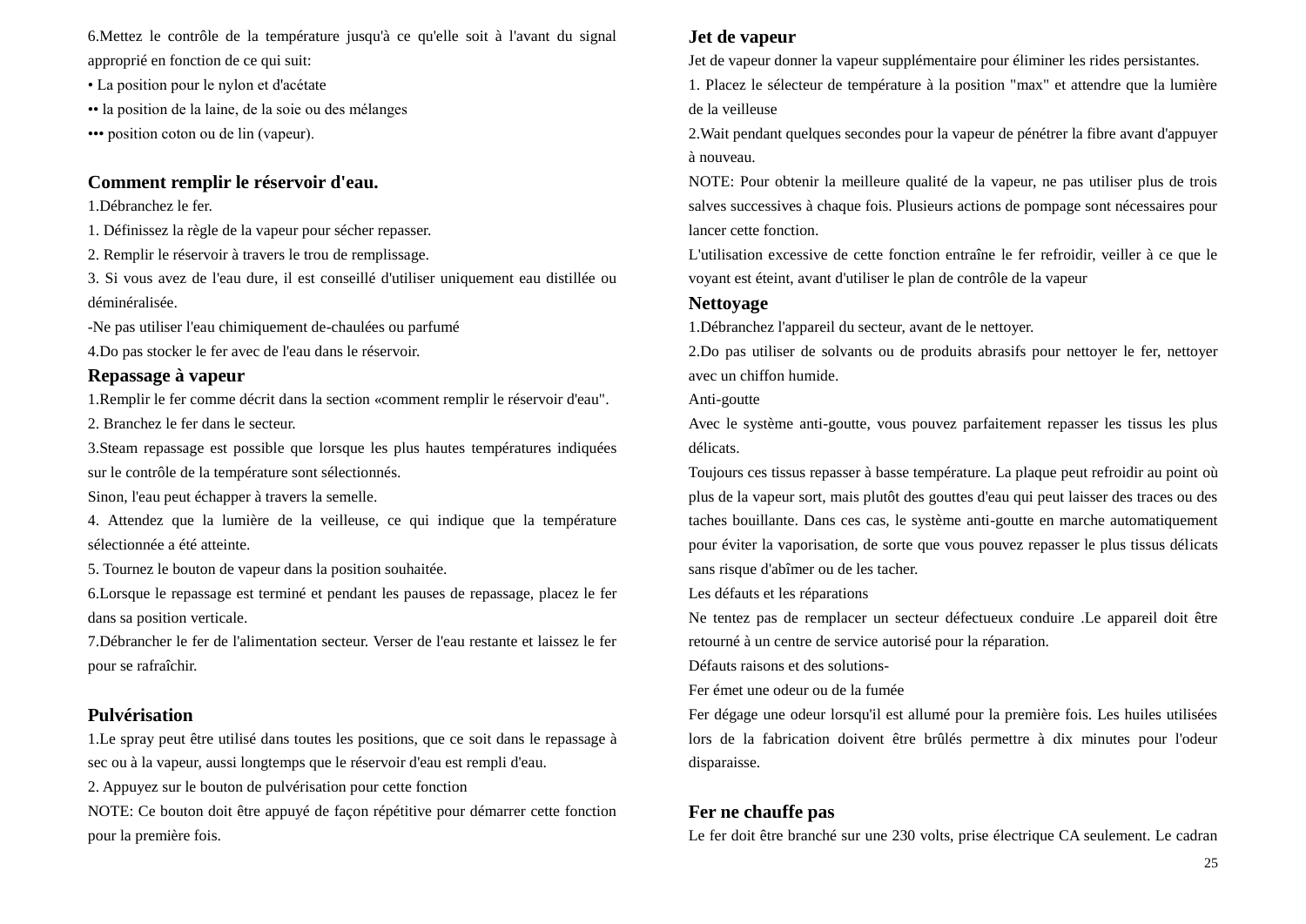6.Mettez le contrôle de la température jusqu'à ce qu'elle soit à l'avant du signal approprié en fonction de ce qui suit:

• La position pour le nylon et d'acétate

•• la position de la laine, de la soie ou des mélanges

••• position coton ou de lin (vapeur).

## Comment remplir le réservoir d'eau.

1.Débranchez le fer.

1. Définissez la règle de la vapeur pour sécher repasser.

2. Remplir le réservoir à travers le trou de remplissage.

3. Si vous avez de l'eau dure, il est conseillé d'utiliser uniquement eau distillée ou déminéralisée.

-Ne pas utiliser l'eau chimiquement de-chaulées ou parfumé

4.Do pas stocker le fer avec de l'eau dans le réservoir.

## Repassage à vapeur

1.Remplir le fer comme décrit dans la section «comment remplir le réservoir d'eau".

2. Branchez le fer dans le secteur.

3.Steam repassage est possible que lorsque les plus hautes températures indiquées sur le contrôle de la température sont sélectionnés.

Sinon, l'eau peut échapper à travers la semelle.

4. Attendez que la lumière de la veilleuse, ce qui indique que la température sélectionnée a été atteinte.

5. Tournez le bouton de vapeur dans la position souhaitée.

6.Lorsque le repassage est terminé et pendant les pauses de repassage, placez le fer dans sa position verticale.

7.Débrancher le fer de l'alimentation secteur. Verser de l'eau restante et laissez le fer pour se rafraîchir.

## Pulvérisation

1.Le spray peut être utilisé dans toutes les positions, que ce soit dans le repassage à sec ou à la vapeur, aussi longtemps que le réservoir d'eau est rempli d'eau.

2. Appuyez sur le bouton de pulvérisation pour cette fonction

NOTE: Ce bouton doit être appuyé de façon répétitive pour démarrer cette fonction pour la première fois.

## Jet de vapeur

Jet de vapeur donner la vapeur supplémentaire pour éliminer les rides persistantes.

1. Placez le sélecteur de température à la position "max" et attendre que la lumière de la veilleuse

2.Wait pendant quelques secondes pour la vapeur de pénétrer la fibre avant d'appuyer à nouveau.

NOTE: Pour obtenir la meilleure qualité de la vapeur, ne pas utiliser plus de trois salves successives à chaque fois. Plusieurs actions de pompage sont nécessaires pour lancer cette fonction.

L'utilisation excessive de cette fonction entraîne le fer refroidir, veiller à ce que le voyant est éteint, avant d'utiliser le plan de contrôle de la vapeur

## Nettoyage

1.Débranchez l'appareil du secteur, avant de le nettoyer.

2.Do pas utiliser de solvants ou de produits abrasifs pour nettoyer le fer, nettoyer avec un chiffon humide.

Anti-goutte

Avec le système anti-goutte, vous pouvez parfaitement repasser les tissus les plus délicats.

Toujours ces tissus repasser à basse température. La plaque peut refroidir au point où plus de la vapeur sort, mais plutôt des gouttes d'eau qui peut laisser des traces ou des taches bouillante. Dans ces cas, le système anti-goutte en marche automatiquement pour éviter la vaporisation, de sorte que vous pouvez repasser le plus tissus délicats sans risque d'abîmer ou de les tacher.

Les défauts et les réparations

Ne tentez pas de remplacer un secteur défectueux conduire .Le appareil doit être retourné à un centre de service autorisé pour la réparation.

Défauts raisons et des solutions-

Fer émet une odeur ou de la fumée

Fer dégage une odeur lorsqu'il est allumé pour la première fois. Les huiles utilisées lors de la fabrication doivent être brûlés permettre à dix minutes pour l'odeur disparaisse.

## Fer ne chauffe pas

Le fer doit être branché sur une 230 volts, prise électrique CA seulement. Le cadran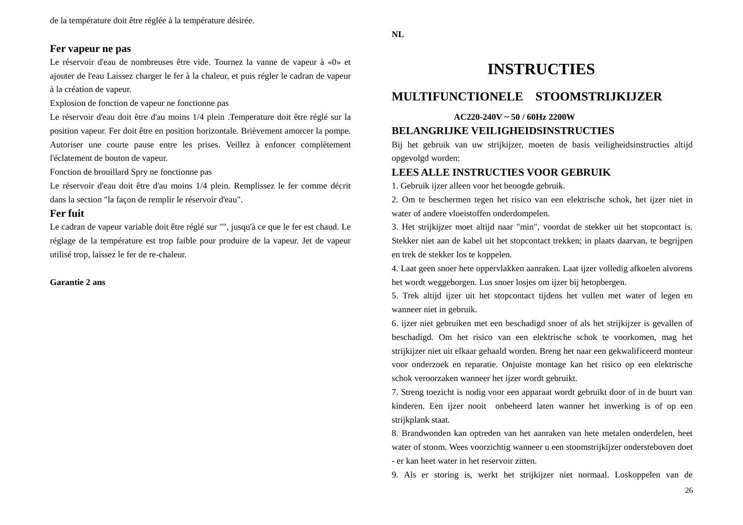de la température doit être réglée à la température désirée.

### Fer vapeur ne pas

Le réservoir d'eau de nombreuses être vide. Tournez la vanne de vapeur à «0» et ajouter de l'eau Laissez charger le fer à la chaleur, et puis régler le cadran de vapeur à la création de vapeur.

Explosion de fonction de vapeur ne fonctionne pas

Le réservoir d'eau doit être d'au moins 1/4 plein .Temperature doit être réglé sur la position vapeur. Fer doit être en position horizontale. Brièvement amorcer la pompe. Autoriser une courte pause entre les prises. Veillez à enfoncer complètement l'éclatement de bouton de vapeur.

Fonction de brouillard Spry ne fonctionne pas

Le réservoir d'eau doit être d'au moins 1/4 plein. Remplissez le fer comme décrit dans la section "la façon de remplir le réservoir d'eau".

### Fer fuit

Le cadran de vapeur variable doit être réglé sur "", jusqu'à ce que le fer est chaud. Le réglage de la température est trop faible pour produire de la vapeur. Jet de vapeur utilisé trop, laissez le fer de re-chaleur.

**Garantie 2 ans**

**NL**

# INSTRUCTIES

## MULTIFUNCTIONELE STOOMSTRIJKIJZER

**AC220-240V ~ 50 / 60Hz 2200W**

### BELANGRIJKE VEILIGHEIDSINSTRUCTIES

Bij het gebruik van uw strijkijzer, moeten de basis veiligheidsinstructies altijd opgevolgd worden:

### LEES ALLE INSTRUCTIES VOOR GEBRUIK

1. Gebruik ijzer alleen voor het beoogde gebruik.
2. Om te beschermen tegen het risico van een elektrische schok, het ijzer niet in water of andere vloeistoffen onderdompelen.
3. Het strijkijzer moet altijd naar "min", voordat de stekker uit het stopcontact is. Stekker niet aan de kabel uit het stopcontact trekken; in plaats daarvan, te begrijpen en trek de stekker los te koppelen.
4. Laat geen snoer hete oppervlakken aanraken. Laat ijzer volledig afkoelen alvorens het wordt weggeborgen. Lus snoer losjes om ijzer bij hetopbergen.
5. Trek altijd ijzer uit het stopcontact tijdens het vullen met water of legen en wanneer niet in gebruik.
6. ijzer niet gebruiken met een beschadigd snoer of als het strijkijzer is gevallen of beschadigd. Om het risico van een elektrische schok te voorkomen, mag het strijkijzer niet uit elkaar gehaald worden. Breng het naar een gekwalificeerd monteur voor onderzoek en reparatie. Onjuiste montage kan het risico op een elektrische schok veroorzaken wanneer het ijzer wordt gebruikt.
7. Streng toezicht is nodig voor een apparaat wordt gebruikt door of in de buurt van kinderen. Een ijzer nooit onbeheerd laten wanner het inwerking is of op een strijkplank staat.
8. Brandwonden kan optreden van het aanraken van hete metalen onderdelen, heet water of stoom. Wees voorzichtig wanneer u een stoomstrijkijzer ondersteboven doet - er kan heet water in het reservoir zitten.
9. Als er storing is, werkt het strijkijzer niet normaal. Loskoppelen van de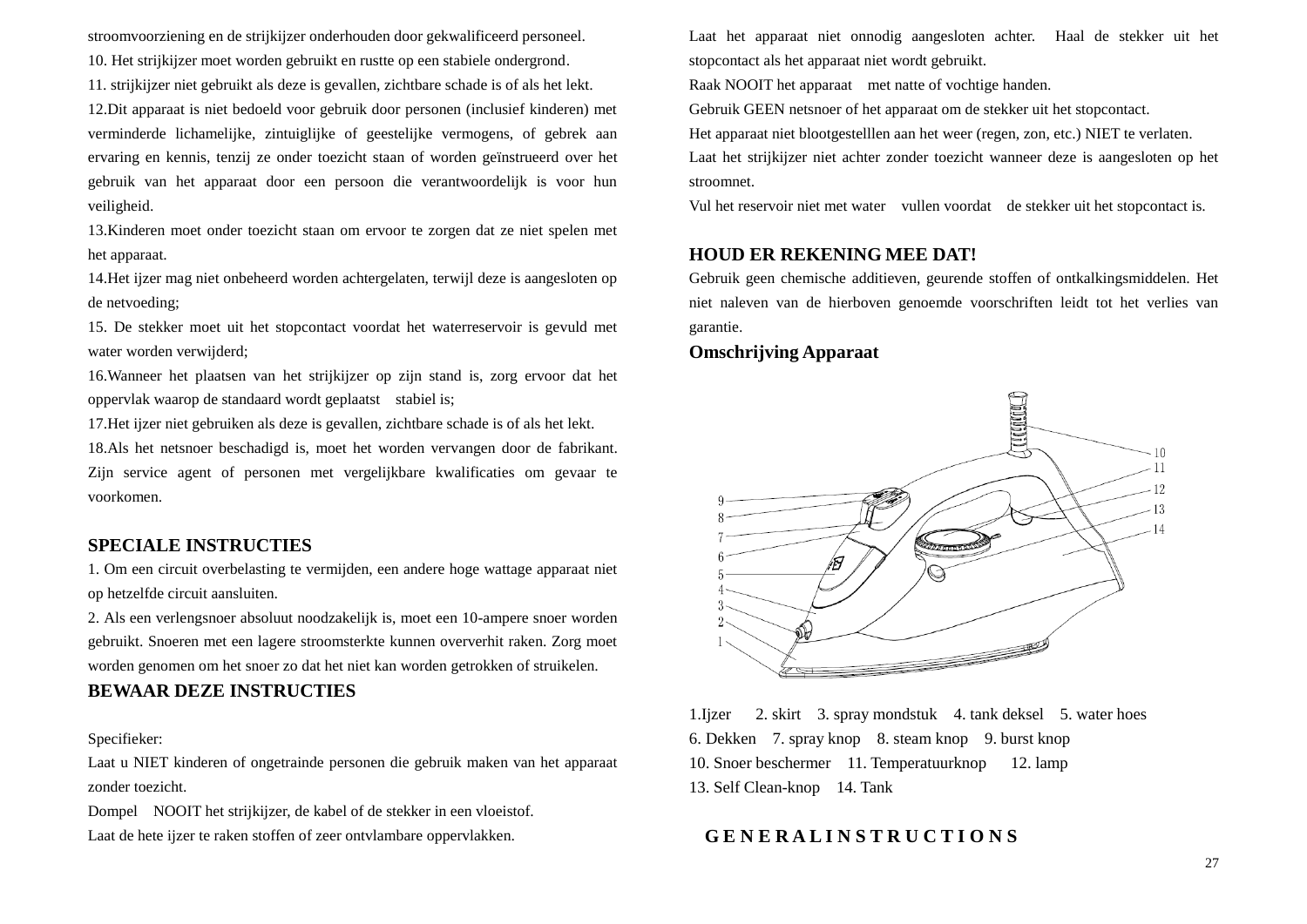stroomvoorziening en de strijkijzer onderhouden door gekwalificeerd personeel.

10. Het strijkijzer moet worden gebruikt en rustte op een stabiele ondergrond.

11. strijkijzer niet gebruikt als deze is gevallen, zichtbare schade is of als het lekt.

12.Dit apparaat is niet bedoeld voor gebruik door personen (inclusief kinderen) met verminderde lichamelijke, zintuiglijke of geestelijke vermogens, of gebrek aan ervaring en kennis, tenzij ze onder toezicht staan of worden geïnstrueerd over het gebruik van het apparaat door een persoon die verantwoordelijk is voor hun veiligheid.

13.Kinderen moet onder toezicht staan om ervoor te zorgen dat ze niet spelen met het apparaat.

14.Het ijzer mag niet onbeheerd worden achtergelaten, terwijl deze is aangesloten op de netvoeding;

15. De stekker moet uit het stopcontact voordat het waterreservoir is gevuld met water worden verwijderd;

16.Wanneer het plaatsen van het strijkijzer op zijn stand is, zorg ervoor dat het oppervlak waarop de standaard wordt geplaatst stabiel is;

17.Het ijzer niet gebruiken als deze is gevallen, zichtbare schade is of als het lekt.

18.Als het netsnoer beschadigd is, moet het worden vervangen door de fabrikant. Zijn service agent of personen met vergelijkbare kwalificaties om gevaar te voorkomen.

## SPECIALE INSTRUCTIES

1. Om een circuit overbelasting te vermijden, een andere hoge wattage apparaat niet op hetzelfde circuit aansluiten.
2. Als een verlengsnoer absoluut noodzakelijk is, moet een 10-ampere snoer worden gebruikt. Snoeren met een lagere stroomsterkte kunnen oververhit raken. Zorg moet worden genomen om het snoer zo dat het niet kan worden getrokken of struikelen.

## BEWAAR DEZE INSTRUCTIES

Specifieker:

Laat u NIET kinderen of ongetrainde personen die gebruik maken van het apparaat zonder toezicht.

Dompel NOOIT het strijkijzer, de kabel of de stekker in een vloeistof.

Laat de hete ijzer te raken stoffen of zeer ontvlambare oppervlakken.

Laat het apparaat niet onnodig aangesloten achter. Haal de stekker uit het stopcontact als het apparaat niet wordt gebruikt.

Raak NOOIT het apparaat met natte of vochtige handen.

Gebruik GEEN netsnoer of het apparaat om de stekker uit het stopcontact.

Het apparaat niet blootgestelllen aan het weer (regen, zon, etc.) NIET te verlaten.

Laat het strijkijzer niet achter zonder toezicht wanneer deze is aangesloten op het stroomnet.

Vul het reservoir niet met water vullen voordat de stekker uit het stopcontact is.

## HOUD ER REKENING MEE DAT!

Gebruik geen chemische additieven, geurende stoffen of ontkalkingsmiddelen. Het niet naleven van de hierboven genoemde voorschriften leidt tot het verlies van garantie.

## Omschrijving Apparaat

1.Ijzer 2. skirt 3. spray mondstuk 4. tank deksel 5. water hoes
6. Dekken 7. spray knop 8. steam knop 9. burst knop
10. Snoer beschermer 11. Temperatuurknop 12. lamp
13. Self Clean-knop 14. Tank

## G E N E R A L I N S T R U C T I O N S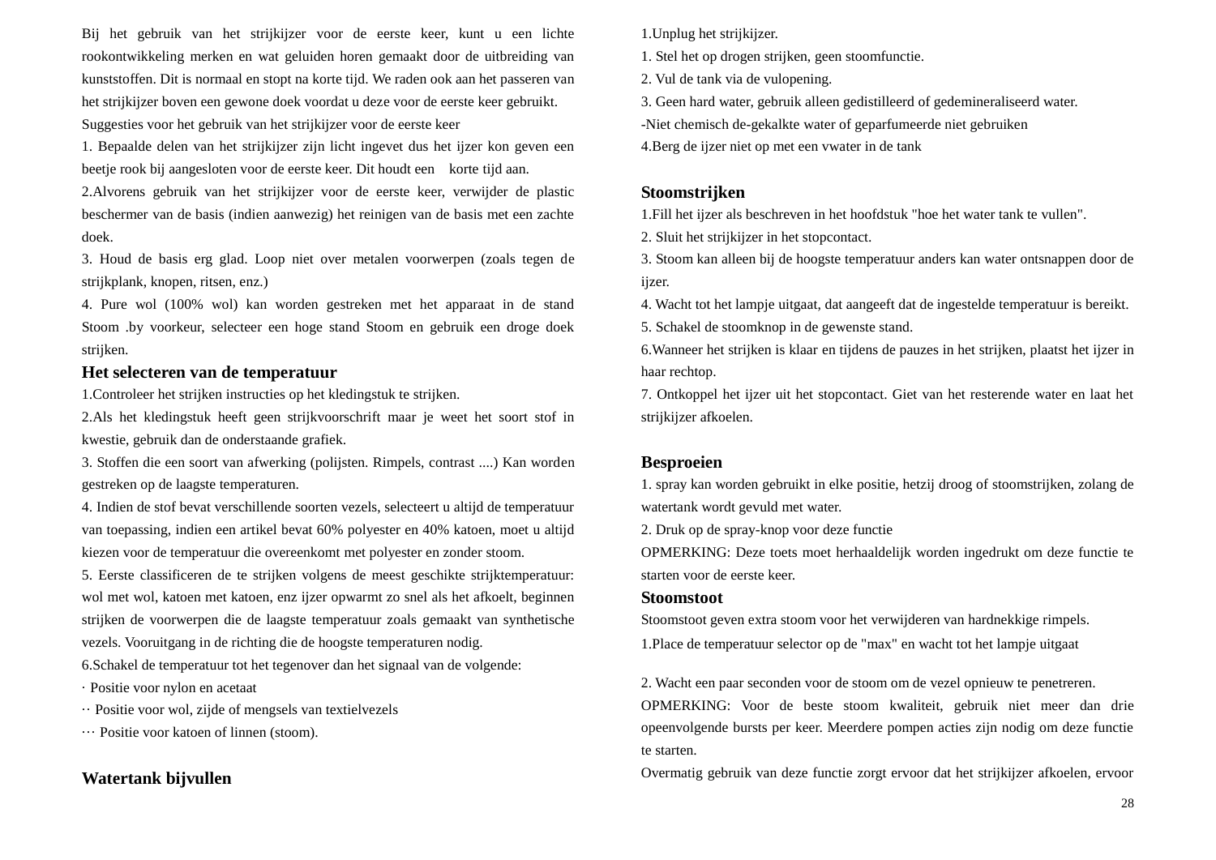Bij het gebruik van het strijkijzer voor de eerste keer, kunt u een lichte rookontwikkeling merken en wat geluiden horen gemaakt door de uitbreiding van kunststoffen. Dit is normaal en stopt na korte tijd. We raden ook aan het passeren van het strijkijzer boven een gewone doek voordat u deze voor de eerste keer gebruikt.

Suggesties voor het gebruik van het strijkijzer voor de eerste keer

1. Bepaalde delen van het strijkijzer zijn licht ingevet dus het ijzer kon geven een beetje rook bij aangesloten voor de eerste keer. Dit houdt een korte tijd aan.
2. Alvorens gebruik van het strijkijzer voor de eerste keer, verwijder de plastic beschermer van de basis (indien aanwezig) het reinigen van de basis met een zachte doek.
3. Houd de basis erg glad. Loop niet over metalen voorwerpen (zoals tegen de strijkplank, knopen, ritsen, enz.)
4. Pure wol (100% wol) kan worden gestreken met het apparaat in de stand Stoom .by voorkeur, selecteer een hoge stand Stoom en gebruik een droge doek strijken.

## Het selecteren van de temperatuur

1. Controleer het strijken instructies op het kledingstuk te strijken.
2. Als het kledingstuk heeft geen strijkvoorschrift maar je weet het soort stof in kwestie, gebruik dan de onderstaande grafiek.
3. Stoffen die een soort van afwerking (polijsten. Rimpels, contrast ....) Kan worden gestreken op de laagste temperaturen.
4. Indien de stof bevat verschillende soorten vezels, selecteert u altijd de temperatuur van toepassing, indien een artikel bevat 60% polyester en 40% katoen, moet u altijd kiezen voor de temperatuur die overeenkomt met polyester en zonder stoom.
5. Eerste classificeren de te strijken volgens de meest geschikte strijktemperatuur: wol met wol, katoen met katoen, enz ijzer opwarmt zo snel als het afkoelt, beginnen strijken de voorwerpen die de laagste temperatuur zoals gemaakt van synthetische vezels. Vooruitgang in de richting die de hoogste temperaturen nodig.
6. Schakel de temperatuur tot het tegenover dan het signaal van de volgende:

· Positie voor nylon en acetaat

·· Positie voor wol, zijde of mengsels van textielvezels

··· Positie voor katoen of linnen (stoom).

## Watertank bijvullen

1. Unplug het strijkijzer.
1. Stel het op drogen strijken, geen stoomfunctie.
2. Vul de tank via de vulopening.
3. Geen hard water, gebruik alleen gedistilleerd of gedemineraliseerd water.

-Niet chemisch de-gekalkte water of geparfumeerde niet gebruiken

4. Berg de ijzer niet op met een vwater in de tank

## Stoomstrijken

1. Fill het ijzer als beschreven in het hoofdstuk "hoe het water tank te vullen".
2. Sluit het strijkijzer in het stopcontact.
3. Stoom kan alleen bij de hoogste temperatuur anders kan water ontsnappen door de ijzer.
4. Wacht tot het lampje uitgaat, dat aangeeft dat de ingestelde temperatuur is bereikt.
5. Schakel de stoomknop in de gewenste stand.
6. Wanneer het strijken is klaar en tijdens de pauzes in het strijken, plaatst het ijzer in haar rechtop.
7. Ontkoppel het ijzer uit het stopcontact. Giet van het resterende water en laat het strijkijzer afkoelen.

## Besproeien

1. spray kan worden gebruikt in elke positie, hetzij droog of stoomstrijken, zolang de watertank wordt gevuld met water.
2. Druk op de spray-knop voor deze functie

OPMERKING: Deze toets moet herhaaldelijk worden ingedrukt om deze functie te starten voor de eerste keer.

## Stoomstoot

Stoomstoot geven extra stoom voor het verwijderen van hardnekkige rimpels.

1. Place de temperatuur selector op de "max" en wacht tot het lampje uitgaat

2. Wacht een paar seconden voor de stoom om de vezel opnieuw te penetreren.

OPMERKING: Voor de beste stoom kwaliteit, gebruik niet meer dan drie opeenvolgende bursts per keer. Meerdere pompen acties zijn nodig om deze functie te starten.

Overmatig gebruik van deze functie zorgt ervoor dat het strijkijzer afkoelen, ervoor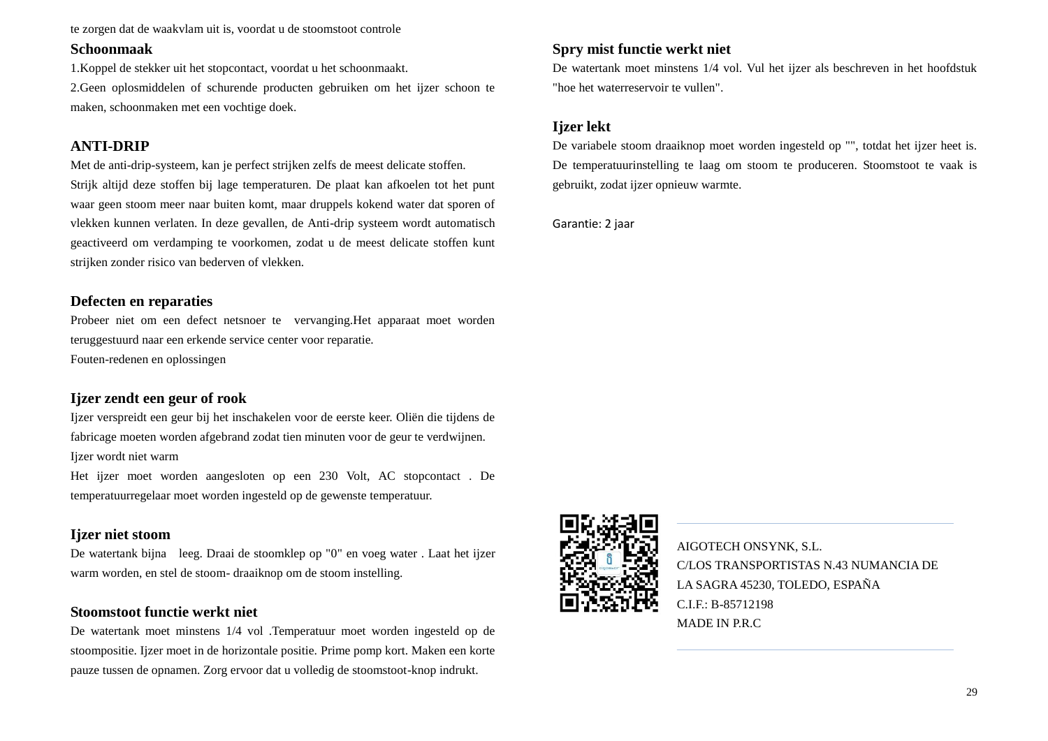te zorgen dat de waakvlam uit is, voordat u de stoomstoot controle

### Schoonmaak

1.Koppel de stekker uit het stopcontact, voordat u het schoonmaakt.

2.Geen oplosmiddelen of schurende producten gebruiken om het ijzer schoon te maken, schoonmaken met een vochtige doek.

### ANTI-DRIP

Met de anti-drip-systeem, kan je perfect strijken zelfs de meest delicate stoffen.

Strijk altijd deze stoffen bij lage temperaturen. De plaat kan afkoelen tot het punt waar geen stoom meer naar buiten komt, maar druppels kokend water dat sporen of vlekken kunnen verlaten. In deze gevallen, de Anti-drip systeem wordt automatisch geactiveerd om verdamping te voorkomen, zodat u de meest delicate stoffen kunt strijken zonder risico van bederven of vlekken.

### Defecten en reparaties

Probeer niet om een defect netsnoer te vervanging.Het apparaat moet worden teruggestuurd naar een erkende service center voor reparatie.

Fouten-redenen en oplossingen

### Ijzer zendt een geur of rook

Ijzer verspreidt een geur bij het inschakelen voor de eerste keer. Oliën die tijdens de fabricage moeten worden afgebrand zodat tien minuten voor de geur te verdwijnen.

Ijzer wordt niet warm

Het ijzer moet worden aangesloten op een 230 Volt, AC stopcontact . De temperatuurregelaar moet worden ingesteld op de gewenste temperatuur.

### Ijzer niet stoom

De watertank bijna leeg. Draai de stoomklep op "0" en voeg water . Laat het ijzer warm worden, en stel de stoom- draaiknop om de stoom instelling.

### Stoomstoot functie werkt niet

De watertank moet minstens 1/4 vol .Temperatuur moet worden ingesteld op de stoompositie. Ijzer moet in de horizontale positie. Prime pomp kort. Maken een korte pauze tussen de opnamen. Zorg ervoor dat u volledig de stoomstoot-knop indrukt.

### Spry mist functie werkt niet

De watertank moet minstens 1/4 vol. Vul het ijzer als beschreven in het hoofdstuk "hoe het waterreservoir te vullen".

### Ijzer lekt

De variabele stoom draaiknop moet worden ingesteld op "", totdat het ijzer heet is. De temperatuurinstelling te laag om stoom te produceren. Stoomstoot te vaak is gebruikt, zodat ijzer opnieuw warmte.

Garantie: 2 jaar

AIGOTECH ONSYNK, S.L.
C/LOS TRANSPORTISTAS N.43 NUMANCIA DE LA SAGRA 45230, TOLEDO, ESPAÑA
C.I.F.: B-85712198
MADE IN P.R.C